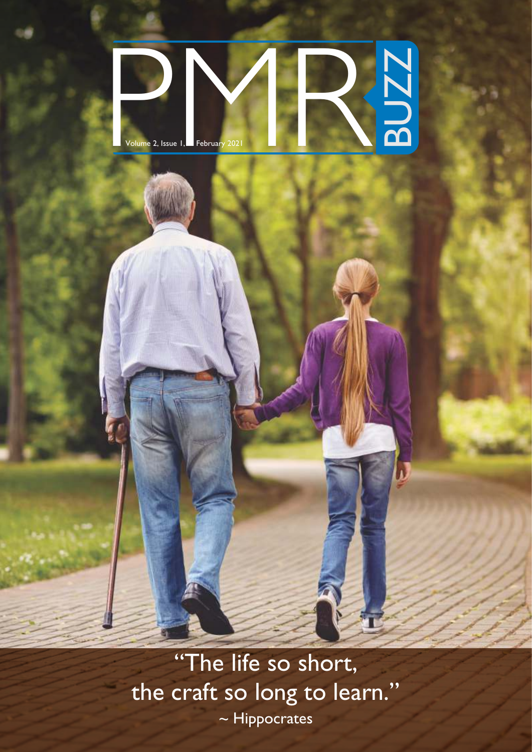# PMR BUZZ

Volume 2, Issue 1, February 2021

"The life so short,
the craft so long to learn."
~ Hippocrates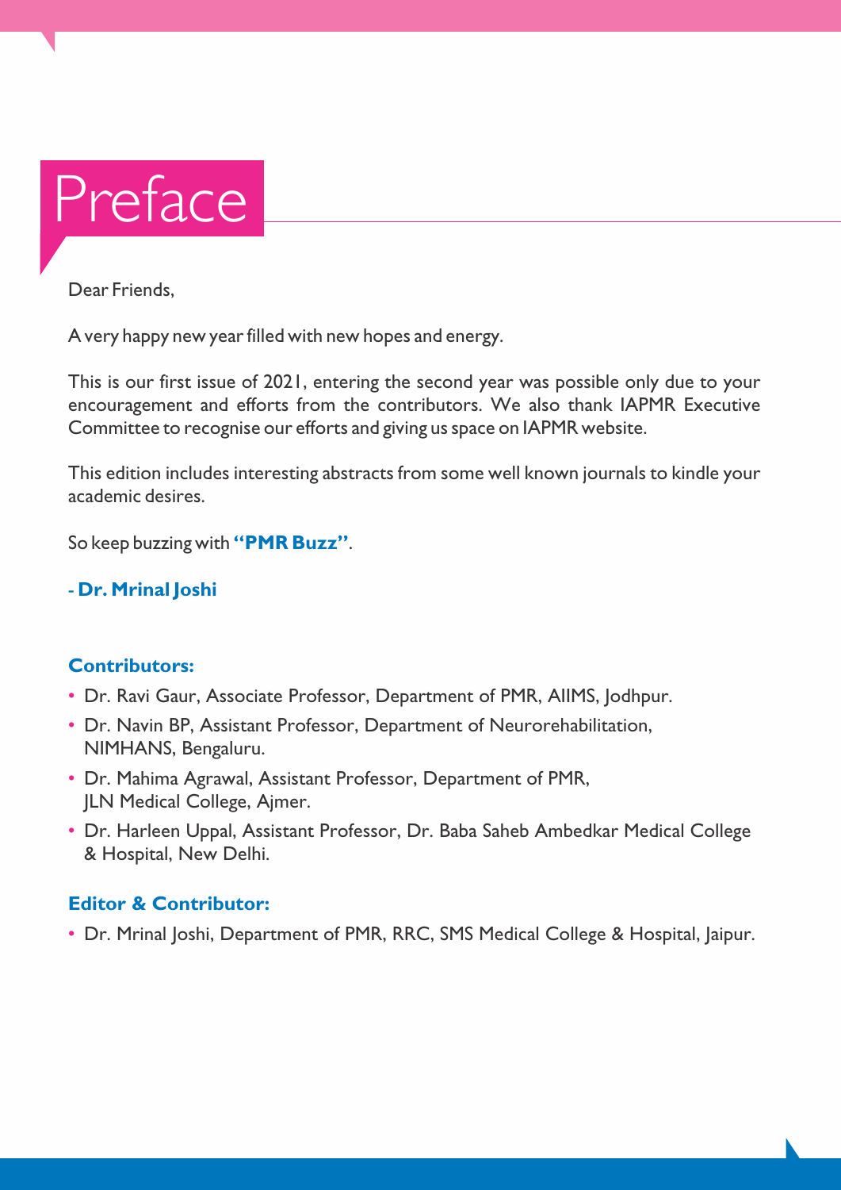# Preface

Dear Friends,

A very happy new year filled with new hopes and energy.

This is our first issue of 2021, entering the second year was possible only due to your encouragement and efforts from the contributors. We also thank IAPMR Executive Committee to recognise our efforts and giving us space on IAPMR website.

This edition includes interesting abstracts from some well known journals to kindle your academic desires.

So keep buzzing with **"PMR Buzz"**.

**- Dr. Mrinal Joshi**

**Contributors:**

- Dr. Ravi Gaur, Associate Professor, Department of PMR, AIIMS, Jodhpur.
- Dr. Navin BP, Assistant Professor, Department of Neurorehabilitation, NIMHANS, Bengaluru.
- Dr. Mahima Agrawal, Assistant Professor, Department of PMR, JLN Medical College, Ajmer.
- Dr. Harleen Uppal, Assistant Professor, Dr. Baba Saheb Ambedkar Medical College & Hospital, New Delhi.

**Editor & Contributor:**

- Dr. Mrinal Joshi, Department of PMR, RRC, SMS Medical College & Hospital, Jaipur.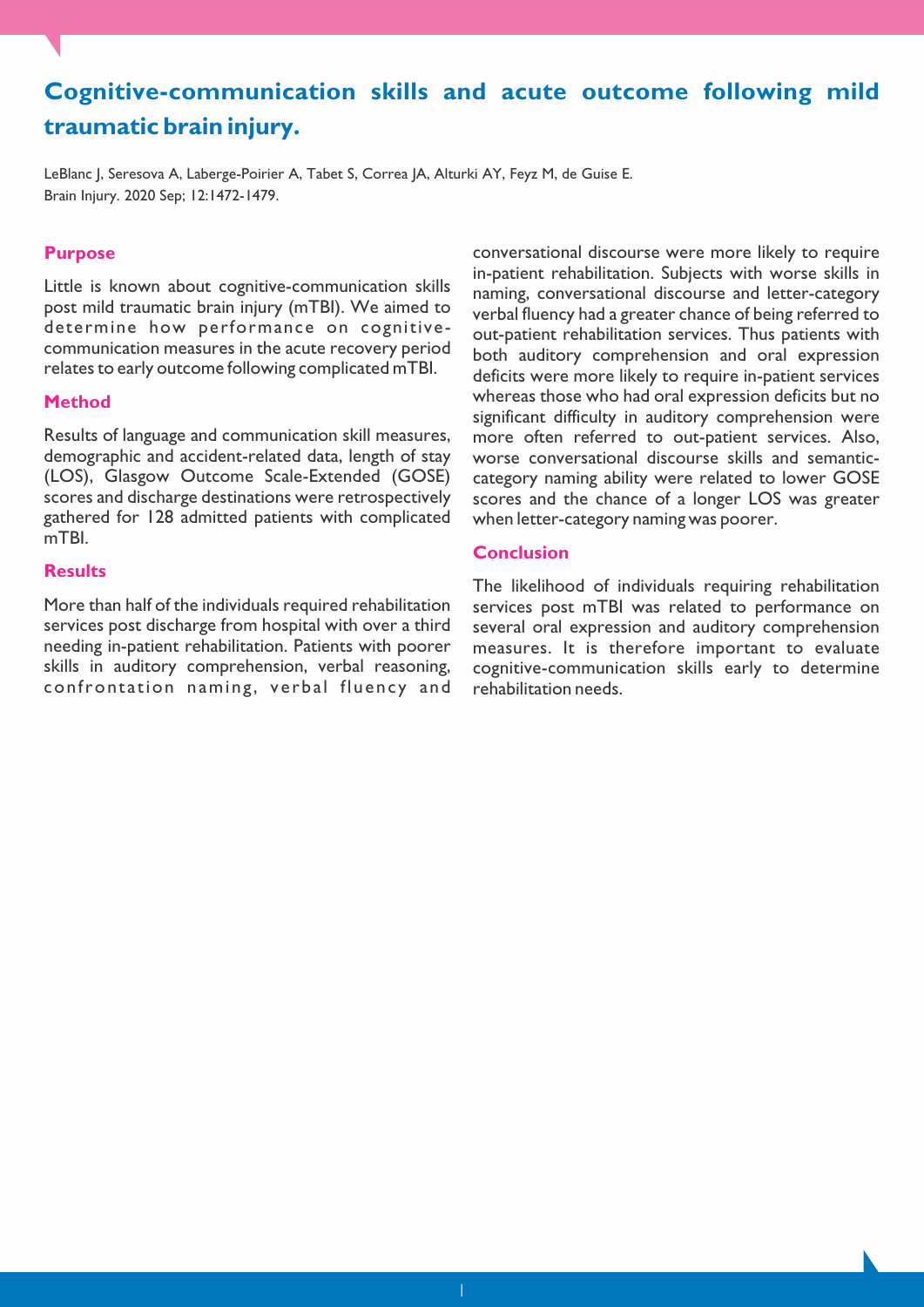# Cognitive-communication skills and acute outcome following mild traumatic brain injury.

LeBlanc J, Seresova A, Laberge-Poirier A, Tabet S, Correa JA, Alturki AY, Feyz M, de Guise E.
Brain Injury. 2020 Sep; 12:1472-1479.

## Purpose

Little is known about cognitive-communication skills post mild traumatic brain injury (mTBI). We aimed to determine how performance on cognitive-communication measures in the acute recovery period relates to early outcome following complicated mTBI.

## Method

Results of language and communication skill measures, demographic and accident-related data, length of stay (LOS), Glasgow Outcome Scale-Extended (GOSE) scores and discharge destinations were retrospectively gathered for 128 admitted patients with complicated mTBI.

## Results

More than half of the individuals required rehabilitation services post discharge from hospital with over a third needing in-patient rehabilitation. Patients with poorer skills in auditory comprehension, verbal reasoning, confrontation naming, verbal fluency and conversational discourse were more likely to require in-patient rehabilitation. Subjects with worse skills in naming, conversational discourse and letter-category verbal fluency had a greater chance of being referred to out-patient rehabilitation services. Thus patients with both auditory comprehension and oral expression deficits were more likely to require in-patient services whereas those who had oral expression deficits but no significant difficulty in auditory comprehension were more often referred to out-patient services. Also, worse conversational discourse skills and semantic-category naming ability were related to lower GOSE scores and the chance of a longer LOS was greater when letter-category naming was poorer.

## Conclusion

The likelihood of individuals requiring rehabilitation services post mTBI was related to performance on several oral expression and auditory comprehension measures. It is therefore important to evaluate cognitive-communication skills early to determine rehabilitation needs.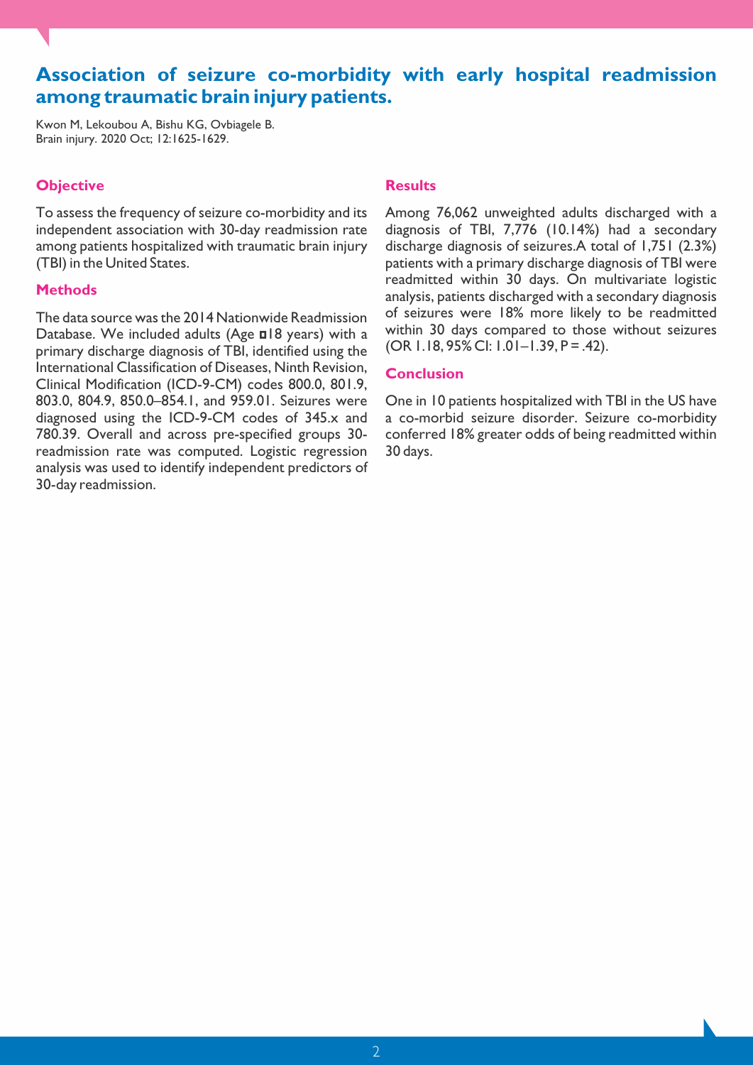# Association of seizure co-morbidity with early hospital readmission among traumatic brain injury patients.

Kwon M, Lekoubou A, Bishu KG, Ovbiagele B.
Brain injury. 2020 Oct; 12:1625-1629.

## Objective

To assess the frequency of seizure co-morbidity and its independent association with 30-day readmission rate among patients hospitalized with traumatic brain injury (TBI) in the United States.

## Methods

The data source was the 2014 Nationwide Readmission Database. We included adults (Age ◘18 years) with a primary discharge diagnosis of TBI, identified using the International Classification of Diseases, Ninth Revision, Clinical Modification (ICD-9-CM) codes 800.0, 801.9, 803.0, 804.9, 850.0–854.1, and 959.01. Seizures were diagnosed using the ICD-9-CM codes of 345.x and 780.39. Overall and across pre-specified groups 30-readmission rate was computed. Logistic regression analysis was used to identify independent predictors of 30-day readmission.

## Results

Among 76,062 unweighted adults discharged with a diagnosis of TBI, 7,776 (10.14%) had a secondary discharge diagnosis of seizures.A total of 1,751 (2.3%) patients with a primary discharge diagnosis of TBI were readmitted within 30 days. On multivariate logistic analysis, patients discharged with a secondary diagnosis of seizures were 18% more likely to be readmitted within 30 days compared to those without seizures (OR 1.18, 95% CI: 1.01–1.39, P = .42).

## Conclusion

One in 10 patients hospitalized with TBI in the US have a co-morbid seizure disorder. Seizure co-morbidity conferred 18% greater odds of being readmitted within 30 days.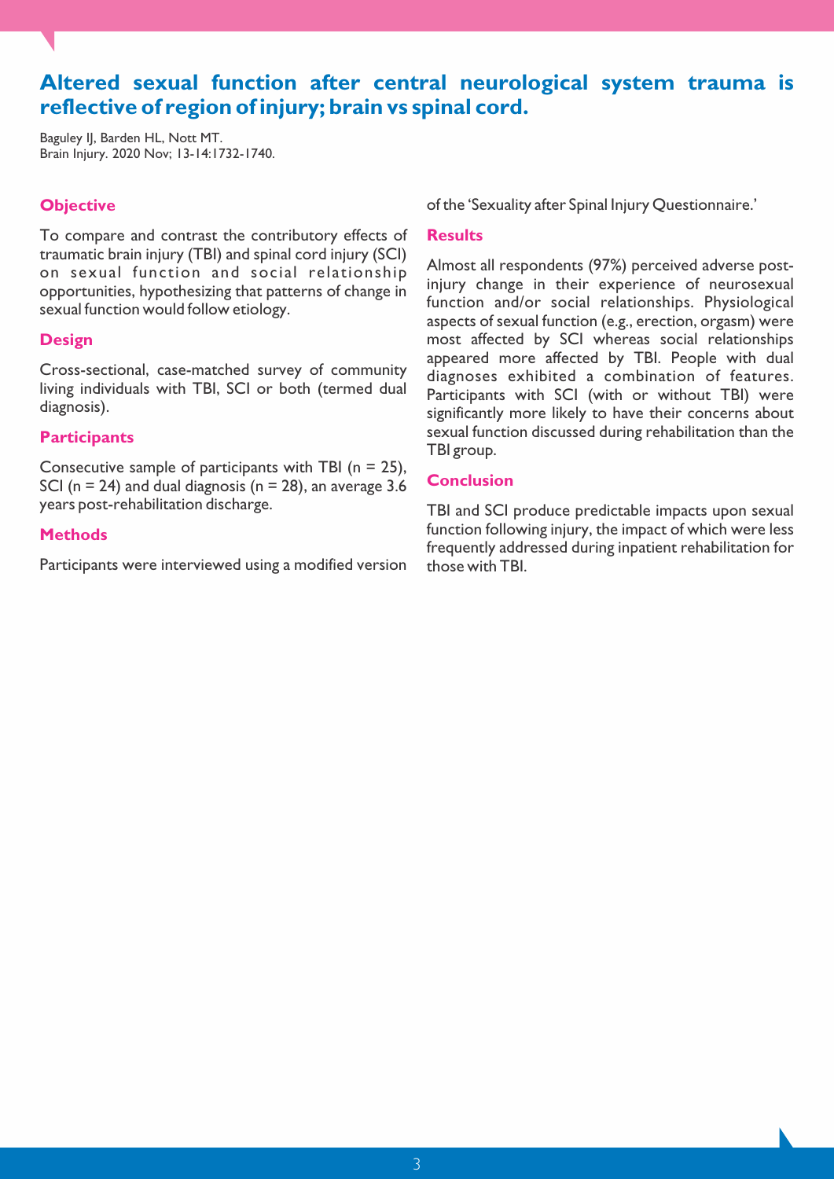# Altered sexual function after central neurological system trauma is reflective of region of injury; brain vs spinal cord.

Baguley IJ, Barden HL, Nott MT.
Brain Injury. 2020 Nov; 13-14:1732-1740.

## Objective

To compare and contrast the contributory effects of traumatic brain injury (TBI) and spinal cord injury (SCI) on sexual function and social relationship opportunities, hypothesizing that patterns of change in sexual function would follow etiology.

## Design

Cross-sectional, case-matched survey of community living individuals with TBI, SCI or both (termed dual diagnosis).

## Participants

Consecutive sample of participants with TBI (n = 25), SCI (n = 24) and dual diagnosis (n = 28), an average 3.6 years post-rehabilitation discharge.

## Methods

Participants were interviewed using a modified version of the 'Sexuality after Spinal Injury Questionnaire.'

## Results

Almost all respondents (97%) perceived adverse post-injury change in their experience of neurosexual function and/or social relationships. Physiological aspects of sexual function (e.g., erection, orgasm) were most affected by SCI whereas social relationships appeared more affected by TBI. People with dual diagnoses exhibited a combination of features. Participants with SCI (with or without TBI) were significantly more likely to have their concerns about sexual function discussed during rehabilitation than the TBI group.

## Conclusion

TBI and SCI produce predictable impacts upon sexual function following injury, the impact of which were less frequently addressed during inpatient rehabilitation for those with TBI.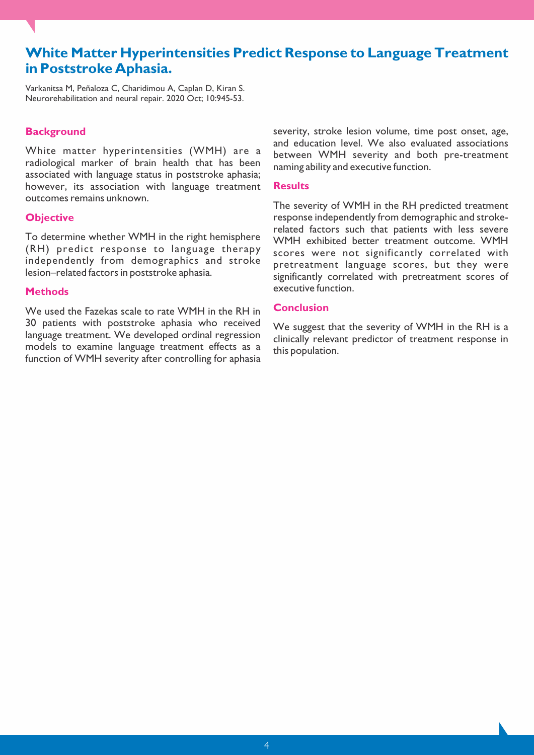# White Matter Hyperintensities Predict Response to Language Treatment in Poststroke Aphasia.

Varkanitsa M, Peñaloza C, Charidimou A, Caplan D, Kiran S.
Neurorehabilitation and neural repair. 2020 Oct; 10:945-53.

## Background

White matter hyperintensities (WMH) are a radiological marker of brain health that has been associated with language status in poststroke aphasia; however, its association with language treatment outcomes remains unknown.

## Objective

To determine whether WMH in the right hemisphere (RH) predict response to language therapy independently from demographics and stroke lesion–related factors in poststroke aphasia.

## Methods

We used the Fazekas scale to rate WMH in the RH in 30 patients with poststroke aphasia who received language treatment. We developed ordinal regression models to examine language treatment effects as a function of WMH severity after controlling for aphasia severity, stroke lesion volume, time post onset, age, and education level. We also evaluated associations between WMH severity and both pre-treatment naming ability and executive function.

## Results

The severity of WMH in the RH predicted treatment response independently from demographic and stroke-related factors such that patients with less severe WMH exhibited better treatment outcome. WMH scores were not significantly correlated with pretreatment language scores, but they were significantly correlated with pretreatment scores of executive function.

## Conclusion

We suggest that the severity of WMH in the RH is a clinically relevant predictor of treatment response in this population.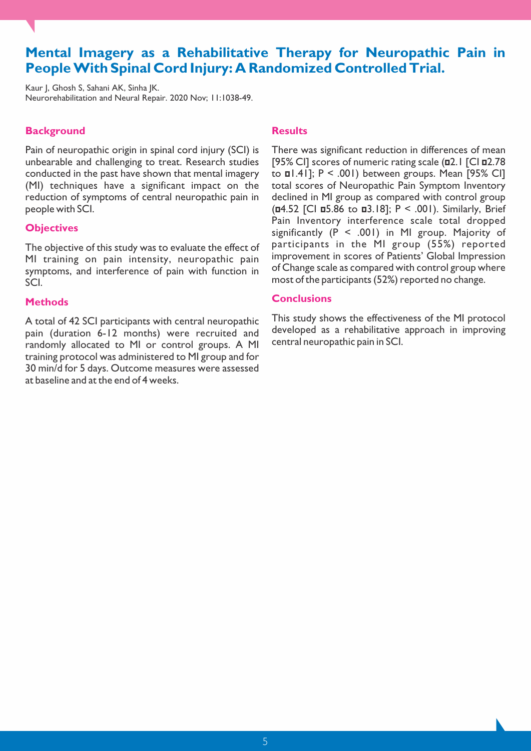# Mental Imagery as a Rehabilitative Therapy for Neuropathic Pain in People With Spinal Cord Injury: A Randomized Controlled Trial.

Kaur J, Ghosh S, Sahani AK, Sinha JK.
Neurorehabilitation and Neural Repair. 2020 Nov; 11:1038-49.

## Background

Pain of neuropathic origin in spinal cord injury (SCI) is unbearable and challenging to treat. Research studies conducted in the past have shown that mental imagery (MI) techniques have a significant impact on the reduction of symptoms of central neuropathic pain in people with SCI.

## Objectives

The objective of this study was to evaluate the effect of MI training on pain intensity, neuropathic pain symptoms, and interference of pain with function in SCI.

## Methods

A total of 42 SCI participants with central neuropathic pain (duration 6-12 months) were recruited and randomly allocated to MI or control groups. A MI training protocol was administered to MI group and for 30 min/d for 5 days. Outcome measures were assessed at baseline and at the end of 4 weeks.

## Results

There was significant reduction in differences of mean [95% CI] scores of numeric rating scale (¤2.1 [CI ¤2.78 to ¤1.41]; P < .001) between groups. Mean [95% CI] total scores of Neuropathic Pain Symptom Inventory declined in MI group as compared with control group (¤4.52 [CI ¤5.86 to ¤3.18]; P < .001). Similarly, Brief Pain Inventory interference scale total dropped significantly (P < .001) in MI group. Majority of participants in the MI group (55%) reported improvement in scores of Patients' Global Impression of Change scale as compared with control group where most of the participants (52%) reported no change.

## Conclusions

This study shows the effectiveness of the MI protocol developed as a rehabilitative approach in improving central neuropathic pain in SCI.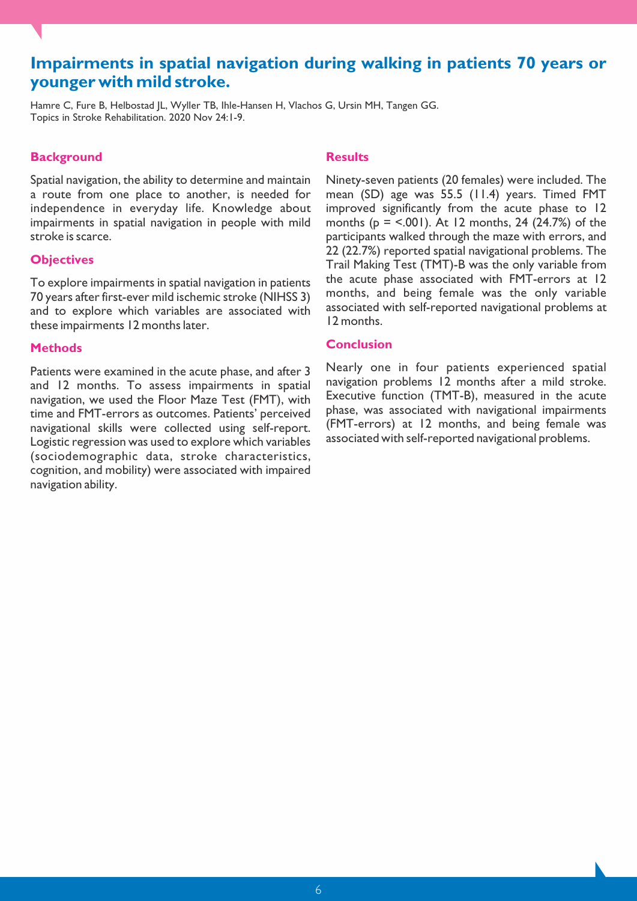# Impairments in spatial navigation during walking in patients 70 years or younger with mild stroke.

Hamre C, Fure B, Helbostad JL, Wyller TB, Ihle-Hansen H, Vlachos G, Ursin MH, Tangen GG.
Topics in Stroke Rehabilitation. 2020 Nov 24:1-9.

## Background

Spatial navigation, the ability to determine and maintain a route from one place to another, is needed for independence in everyday life. Knowledge about impairments in spatial navigation in people with mild stroke is scarce.

## Objectives

To explore impairments in spatial navigation in patients 70 years after first-ever mild ischemic stroke (NIHSS 3) and to explore which variables are associated with these impairments 12 months later.

## Methods

Patients were examined in the acute phase, and after 3 and 12 months. To assess impairments in spatial navigation, we used the Floor Maze Test (FMT), with time and FMT-errors as outcomes. Patients' perceived navigational skills were collected using self-report. Logistic regression was used to explore which variables (sociodemographic data, stroke characteristics, cognition, and mobility) were associated with impaired navigation ability.

## Results

Ninety-seven patients (20 females) were included. The mean (SD) age was 55.5 (11.4) years. Timed FMT improved significantly from the acute phase to 12 months ($p = <.001$). At 12 months, 24 (24.7%) of the participants walked through the maze with errors, and 22 (22.7%) reported spatial navigational problems. The Trail Making Test (TMT)-B was the only variable from the acute phase associated with FMT-errors at 12 months, and being female was the only variable associated with self-reported navigational problems at 12 months.

## Conclusion

Nearly one in four patients experienced spatial navigation problems 12 months after a mild stroke. Executive function (TMT-B), measured in the acute phase, was associated with navigational impairments (FMT-errors) at 12 months, and being female was associated with self-reported navigational problems.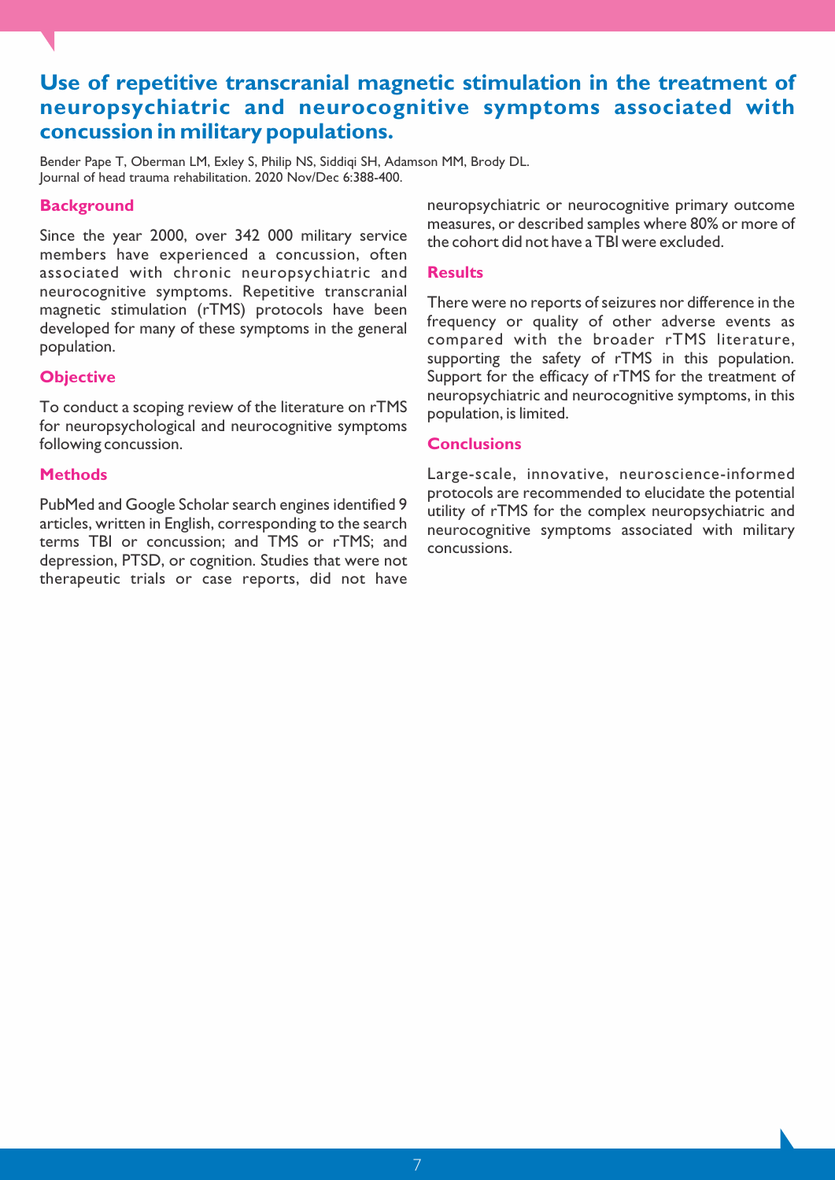# Use of repetitive transcranial magnetic stimulation in the treatment of neuropsychiatric and neurocognitive symptoms associated with concussion in military populations.

Bender Pape T, Oberman LM, Exley S, Philip NS, Siddiqi SH, Adamson MM, Brody DL.
Journal of head trauma rehabilitation. 2020 Nov/Dec 6:388-400.

## Background

Since the year 2000, over 342 000 military service members have experienced a concussion, often associated with chronic neuropsychiatric and neurocognitive symptoms. Repetitive transcranial magnetic stimulation (rTMS) protocols have been developed for many of these symptoms in the general population.

## Objective

To conduct a scoping review of the literature on rTMS for neuropsychological and neurocognitive symptoms following concussion.

## Methods

PubMed and Google Scholar search engines identified 9 articles, written in English, corresponding to the search terms TBI or concussion; and TMS or rTMS; and depression, PTSD, or cognition. Studies that were not therapeutic trials or case reports, did not have neuropsychiatric or neurocognitive primary outcome measures, or described samples where 80% or more of the cohort did not have a TBI were excluded.

## Results

There were no reports of seizures nor difference in the frequency or quality of other adverse events as compared with the broader rTMS literature, supporting the safety of rTMS in this population. Support for the efficacy of rTMS for the treatment of neuropsychiatric and neurocognitive symptoms, in this population, is limited.

## Conclusions

Large-scale, innovative, neuroscience-informed protocols are recommended to elucidate the potential utility of rTMS for the complex neuropsychiatric and neurocognitive symptoms associated with military concussions.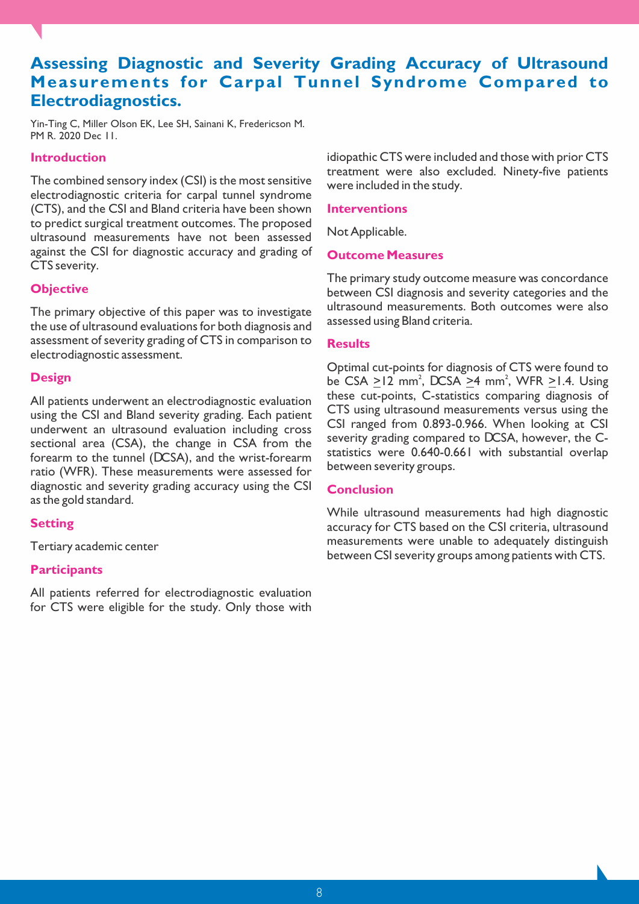# Assessing Diagnostic and Severity Grading Accuracy of Ultrasound Measurements for Carpal Tunnel Syndrome Compared to Electrodiagnostics.

Yin-Ting C, Miller Olson EK, Lee SH, Sainani K, Fredericson M.
PM R. 2020 Dec 11.

## Introduction

The combined sensory index (CSI) is the most sensitive electrodiagnostic criteria for carpal tunnel syndrome (CTS), and the CSI and Bland criteria have been shown to predict surgical treatment outcomes. The proposed ultrasound measurements have not been assessed against the CSI for diagnostic accuracy and grading of CTS severity.

## Objective

The primary objective of this paper was to investigate the use of ultrasound evaluations for both diagnosis and assessment of severity grading of CTS in comparison to electrodiagnostic assessment.

## Design

All patients underwent an electrodiagnostic evaluation using the CSI and Bland severity grading. Each patient underwent an ultrasound evaluation including cross sectional area (CSA), the change in CSA from the forearm to the tunnel (DCSA), and the wrist-forearm ratio (WFR). These measurements were assessed for diagnostic and severity grading accuracy using the CSI as the gold standard.

## Setting

Tertiary academic center

## Participants

All patients referred for electrodiagnostic evaluation for CTS were eligible for the study. Only those with idiopathic CTS were included and those with prior CTS treatment were also excluded. Ninety-five patients were included in the study.

## Interventions

Not Applicable.

## Outcome Measures

The primary study outcome measure was concordance between CSI diagnosis and severity categories and the ultrasound measurements. Both outcomes were also assessed using Bland criteria.

## Results

Optimal cut-points for diagnosis of CTS were found to be CSA $\geq$12 mm$^2$, DCSA $\geq$4 mm$^2$, WFR $\geq$1.4. Using these cut-points, C-statistics comparing diagnosis of CTS using ultrasound measurements versus using the CSI ranged from 0.893-0.966. When looking at CSI severity grading compared to DCSA, however, the C-statistics were 0.640-0.661 with substantial overlap between severity groups.

## Conclusion

While ultrasound measurements had high diagnostic accuracy for CTS based on the CSI criteria, ultrasound measurements were unable to adequately distinguish between CSI severity groups among patients with CTS.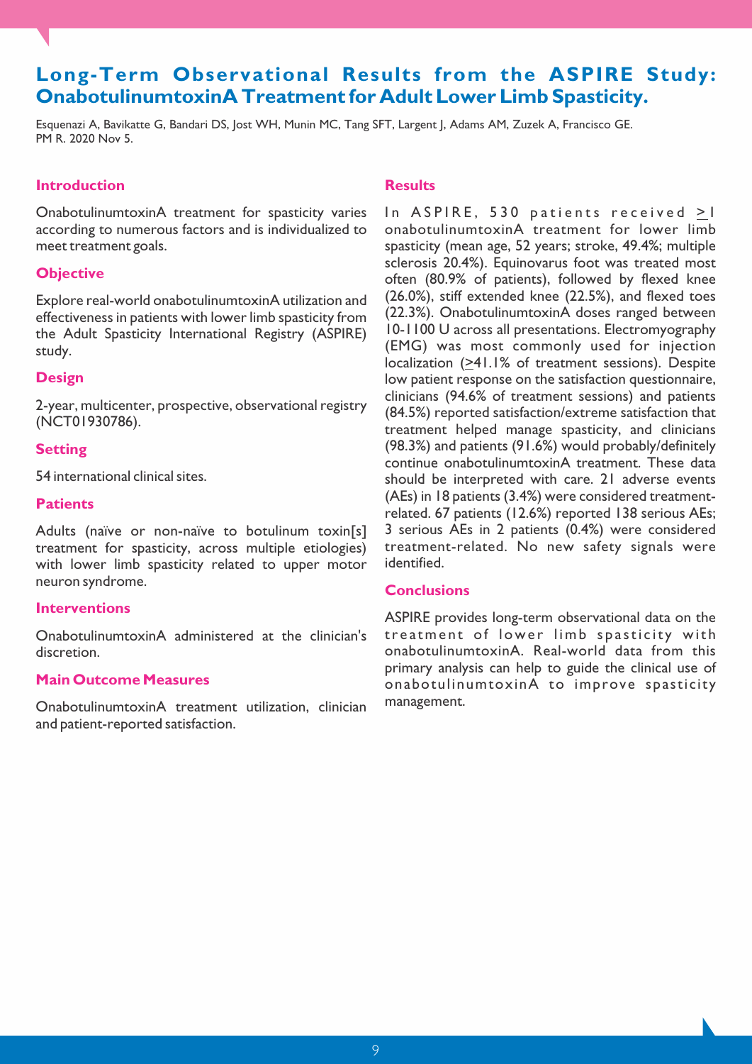# Long-Term Observational Results from the ASPIRE Study: OnabotulinumtoxinA Treatment for Adult Lower Limb Spasticity.

Esquenazi A, Bavikatte G, Bandari DS, Jost WH, Munin MC, Tang SFT, Largent J, Adams AM, Zuzek A, Francisco GE.
PM R. 2020 Nov 5.

## Introduction

OnabotulinumtoxinA treatment for spasticity varies according to numerous factors and is individualized to meet treatment goals.

## Objective

Explore real-world onabotulinumtoxinA utilization and effectiveness in patients with lower limb spasticity from the Adult Spasticity International Registry (ASPIRE) study.

## Design

2-year, multicenter, prospective, observational registry (NCT01930786).

## Setting

54 international clinical sites.

## Patients

Adults (naïve or non-naïve to botulinum toxin[s] treatment for spasticity, across multiple etiologies) with lower limb spasticity related to upper motor neuron syndrome.

## Interventions

OnabotulinumtoxinA administered at the clinician's discretion.

## Main Outcome Measures

OnabotulinumtoxinA treatment utilization, clinician and patient-reported satisfaction.

## Results

In ASPIRE, 530 patients received ≥1 onabotulinumtoxinA treatment for lower limb spasticity (mean age, 52 years; stroke, 49.4%; multiple sclerosis 20.4%). Equinovarus foot was treated most often (80.9% of patients), followed by flexed knee (26.0%), stiff extended knee (22.5%), and flexed toes (22.3%). OnabotulinumtoxinA doses ranged between 10-1100 U across all presentations. Electromyography (EMG) was most commonly used for injection localization (≥41.1% of treatment sessions). Despite low patient response on the satisfaction questionnaire, clinicians (94.6% of treatment sessions) and patients (84.5%) reported satisfaction/extreme satisfaction that treatment helped manage spasticity, and clinicians (98.3%) and patients (91.6%) would probably/definitely continue onabotulinumtoxinA treatment. These data should be interpreted with care. 21 adverse events (AEs) in 18 patients (3.4%) were considered treatment-related. 67 patients (12.6%) reported 138 serious AEs; 3 serious AEs in 2 patients (0.4%) were considered treatment-related. No new safety signals were identified.

## Conclusions

ASPIRE provides long-term observational data on the treatment of lower limb spasticity with onabotulinumtoxinA. Real-world data from this primary analysis can help to guide the clinical use of onabotulinumtoxinA to improve spasticity management.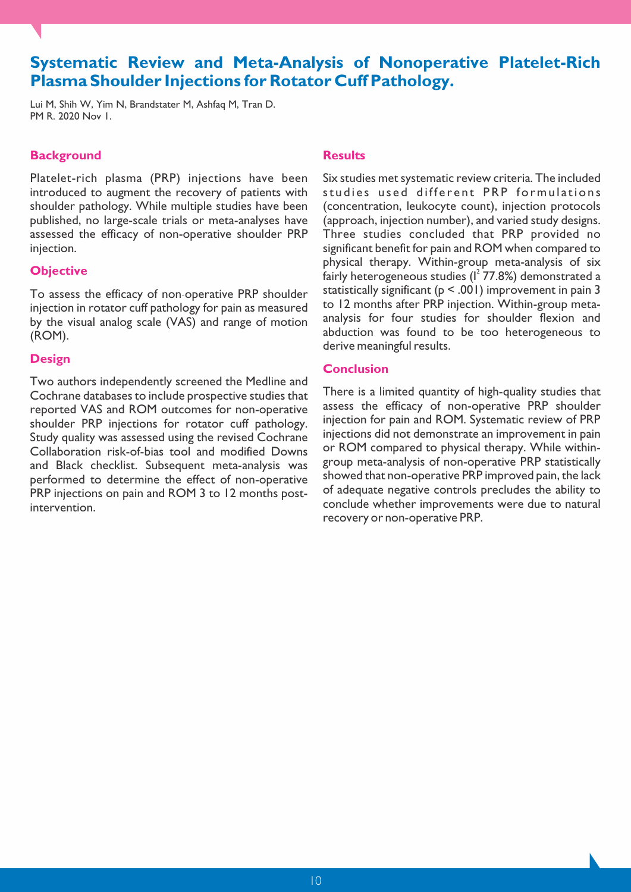## Systematic Review and Meta-Analysis of Nonoperative Platelet-Rich Plasma Shoulder Injections for Rotator Cuff Pathology.

Lui M, Shih W, Yim N, Brandstater M, Ashfaq M, Tran D.
PM R. 2020 Nov 1.

### Background

Platelet-rich plasma (PRP) injections have been introduced to augment the recovery of patients with shoulder pathology. While multiple studies have been published, no large-scale trials or meta-analyses have assessed the efficacy of non-operative shoulder PRP injection.

### Objective

To assess the efficacy of non-operative PRP shoulder injection in rotator cuff pathology for pain as measured by the visual analog scale (VAS) and range of motion (ROM).

### Design

Two authors independently screened the Medline and Cochrane databases to include prospective studies that reported VAS and ROM outcomes for non-operative shoulder PRP injections for rotator cuff pathology. Study quality was assessed using the revised Cochrane Collaboration risk-of-bias tool and modified Downs and Black checklist. Subsequent meta-analysis was performed to determine the effect of non-operative PRP injections on pain and ROM 3 to 12 months post-intervention.

### Results

Six studies met systematic review criteria. The included studies used different PRP formulations (concentration, leukocyte count), injection protocols (approach, injection number), and varied study designs. Three studies concluded that PRP provided no significant benefit for pain and ROM when compared to physical therapy. Within-group meta-analysis of six fairly heterogeneous studies ($I^2$ 77.8%) demonstrated a statistically significant ($p < .001$) improvement in pain 3 to 12 months after PRP injection. Within-group meta-analysis for four studies for shoulder flexion and abduction was found to be too heterogeneous to derive meaningful results.

### Conclusion

There is a limited quantity of high-quality studies that assess the efficacy of non-operative PRP shoulder injection for pain and ROM. Systematic review of PRP injections did not demonstrate an improvement in pain or ROM compared to physical therapy. While within-group meta-analysis of non-operative PRP statistically showed that non-operative PRP improved pain, the lack of adequate negative controls precludes the ability to conclude whether improvements were due to natural recovery or non-operative PRP.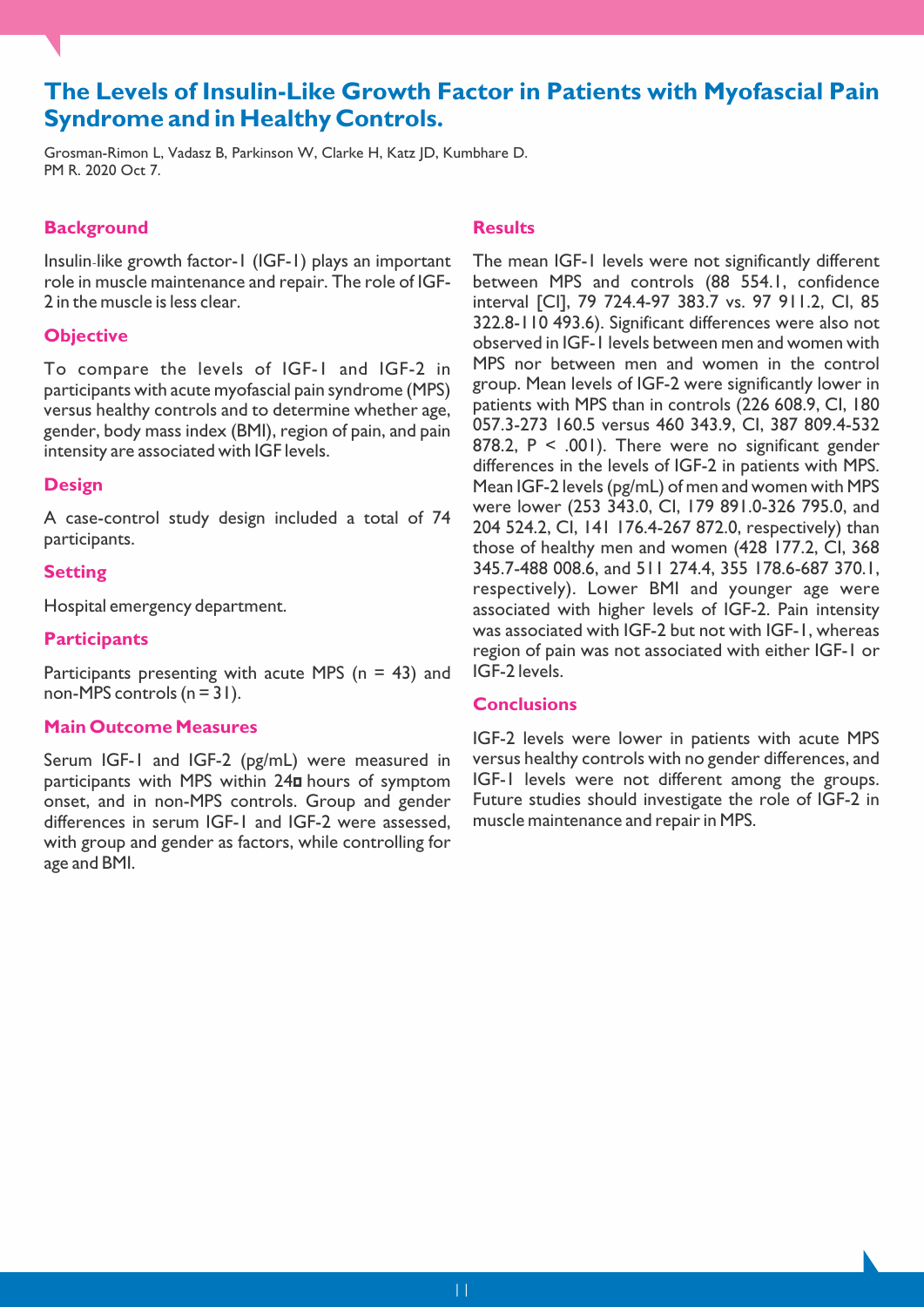# The Levels of Insulin-Like Growth Factor in Patients with Myofascial Pain Syndrome and in Healthy Controls.

Grosman-Rimon L, Vadasz B, Parkinson W, Clarke H, Katz JD, Kumbhare D.
PM R. 2020 Oct 7.

## Background

Insulin-like growth factor-1 (IGF-1) plays an important role in muscle maintenance and repair. The role of IGF-2 in the muscle is less clear.

## Objective

To compare the levels of IGF-1 and IGF-2 in participants with acute myofascial pain syndrome (MPS) versus healthy controls and to determine whether age, gender, body mass index (BMI), region of pain, and pain intensity are associated with IGF levels.

## Design

A case-control study design included a total of 74 participants.

## Setting

Hospital emergency department.

## Participants

Participants presenting with acute MPS (n = 43) and non-MPS controls (n = 31).

## Main Outcome Measures

Serum IGF-1 and IGF-2 (pg/mL) were measured in participants with MPS within 24 hours of symptom onset, and in non-MPS controls. Group and gender differences in serum IGF-1 and IGF-2 were assessed, with group and gender as factors, while controlling for age and BMI.

## Results

The mean IGF-1 levels were not significantly different between MPS and controls (88 554.1, confidence interval [CI], 79 724.4-97 383.7 vs. 97 911.2, CI, 85 322.8-110 493.6). Significant differences were also not observed in IGF-1 levels between men and women with MPS nor between men and women in the control group. Mean levels of IGF-2 were significantly lower in patients with MPS than in controls (226 608.9, CI, 180 057.3-273 160.5 versus 460 343.9, CI, 387 809.4-532 878.2, $P < .001$). There were no significant gender differences in the levels of IGF-2 in patients with MPS. Mean IGF-2 levels (pg/mL) of men and women with MPS were lower (253 343.0, CI, 179 891.0-326 795.0, and 204 524.2, CI, 141 176.4-267 872.0, respectively) than those of healthy men and women (428 177.2, CI, 368 345.7-488 008.6, and 511 274.4, 355 178.6-687 370.1, respectively). Lower BMI and younger age were associated with higher levels of IGF-2. Pain intensity was associated with IGF-2 but not with IGF-1, whereas region of pain was not associated with either IGF-1 or IGF-2 levels.

## Conclusions

IGF-2 levels were lower in patients with acute MPS versus healthy controls with no gender differences, and IGF-1 levels were not different among the groups. Future studies should investigate the role of IGF-2 in muscle maintenance and repair in MPS.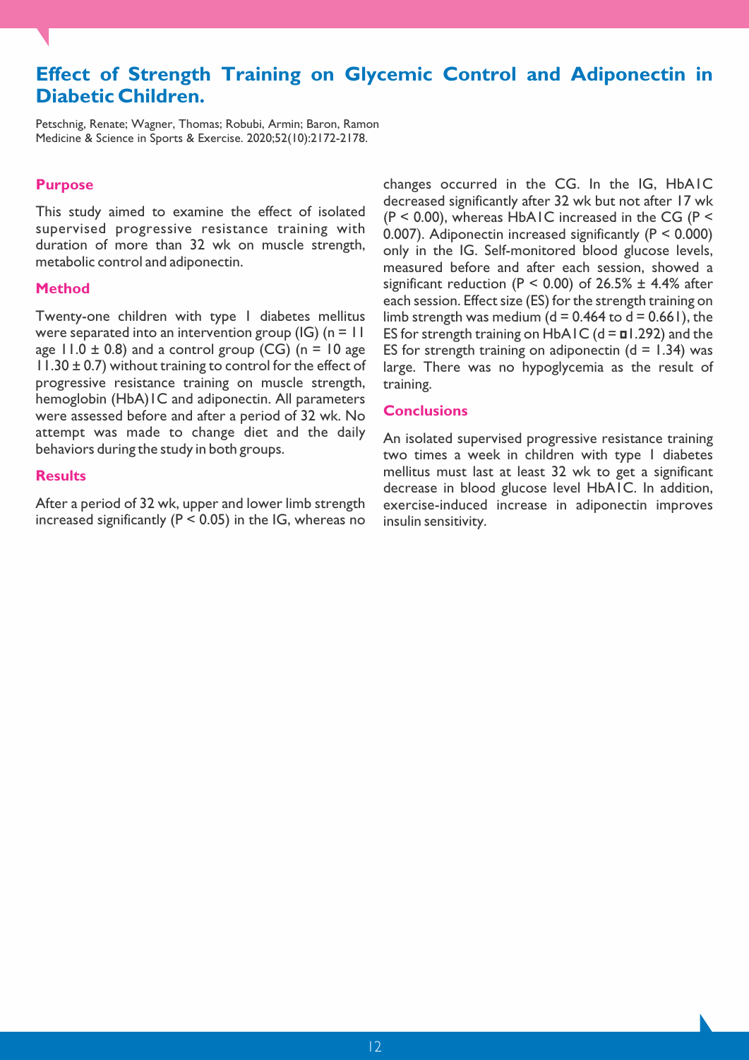# Effect of Strength Training on Glycemic Control and Adiponectin in Diabetic Children.

Petschnig, Renate; Wagner, Thomas; Robubi, Armin; Baron, Ramon
Medicine & Science in Sports & Exercise. 2020;52(10):2172-2178.

## Purpose

This study aimed to examine the effect of isolated supervised progressive resistance training with duration of more than 32 wk on muscle strength, metabolic control and adiponectin.

## Method

Twenty-one children with type 1 diabetes mellitus were separated into an intervention group (IG) (n = 11 age 11.0 ± 0.8) and a control group (CG) (n = 10 age 11.30 ± 0.7) without training to control for the effect of progressive resistance training on muscle strength, hemoglobin (HbA)1C and adiponectin. All parameters were assessed before and after a period of 32 wk. No attempt was made to change diet and the daily behaviors during the study in both groups.

## Results

After a period of 32 wk, upper and lower limb strength increased significantly ($P < 0.05$) in the IG, whereas no changes occurred in the CG. In the IG, HbA1C decreased significantly after 32 wk but not after 17 wk ($P < 0.00$), whereas HbA1C increased in the CG ($P < 0.007$). Adiponectin increased significantly ($P < 0.000$) only in the IG. Self-monitored blood glucose levels, measured before and after each session, showed a significant reduction ($P < 0.00$) of 26.5% ± 4.4% after each session. Effect size (ES) for the strength training on limb strength was medium ($d = 0.464$ to $d = 0.661$), the ES for strength training on HbA1C ($d = ¤1.292$) and the ES for strength training on adiponectin ($d = 1.34$) was large. There was no hypoglycemia as the result of training.

## Conclusions

An isolated supervised progressive resistance training two times a week in children with type 1 diabetes mellitus must last at least 32 wk to get a significant decrease in blood glucose level HbA1C. In addition, exercise-induced increase in adiponectin improves insulin sensitivity.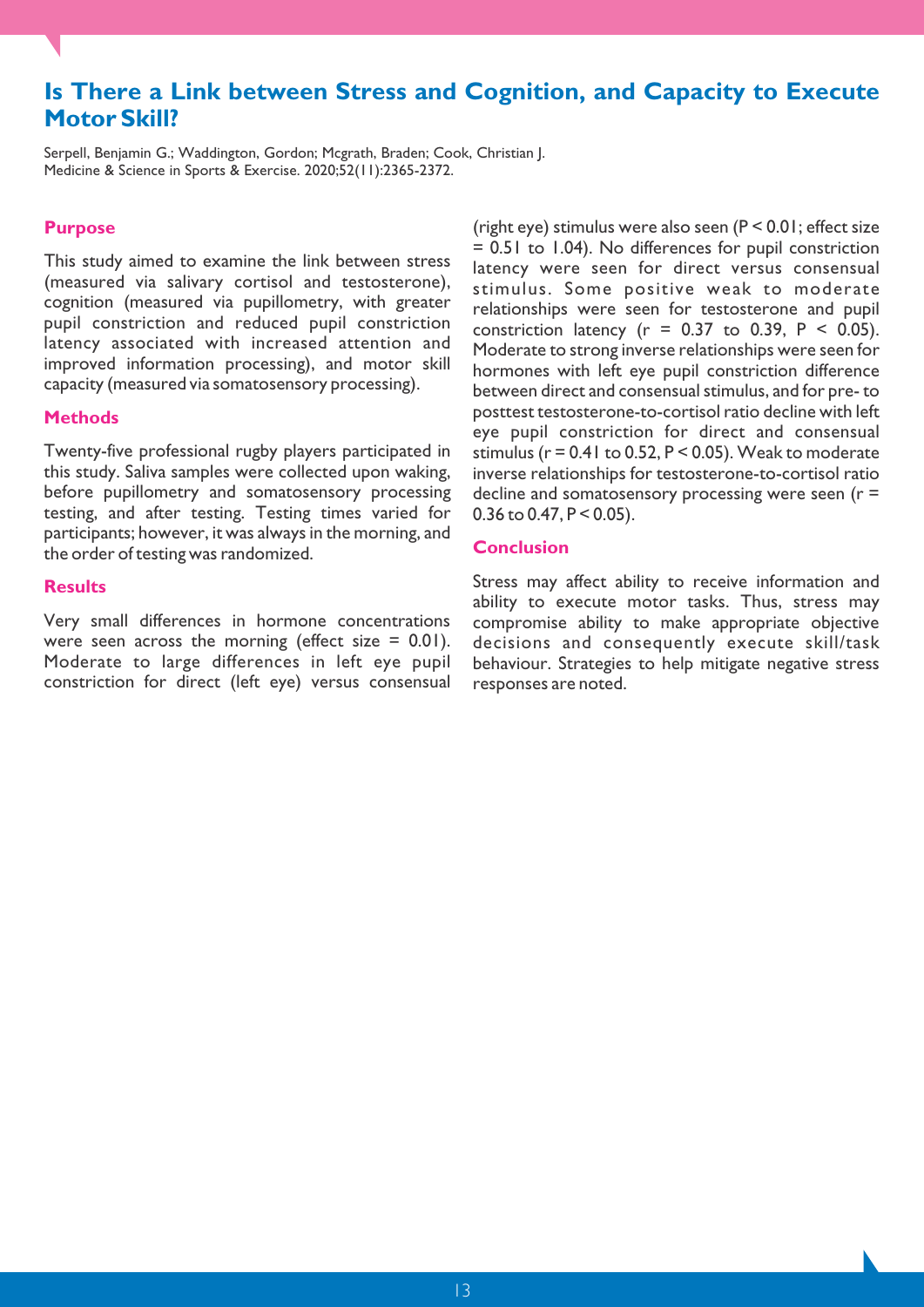# Is There a Link between Stress and Cognition, and Capacity to Execute Motor Skill?

Serpell, Benjamin G.; Waddington, Gordon; Mcgrath, Braden; Cook, Christian J.
Medicine & Science in Sports & Exercise. 2020;52(11):2365-2372.

## Purpose

This study aimed to examine the link between stress (measured via salivary cortisol and testosterone), cognition (measured via pupillometry, with greater pupil constriction and reduced pupil constriction latency associated with increased attention and improved information processing), and motor skill capacity (measured via somatosensory processing).

## Methods

Twenty-five professional rugby players participated in this study. Saliva samples were collected upon waking, before pupillometry and somatosensory processing testing, and after testing. Testing times varied for participants; however, it was always in the morning, and the order of testing was randomized.

## Results

Very small differences in hormone concentrations were seen across the morning (effect size = 0.01). Moderate to large differences in left eye pupil constriction for direct (left eye) versus consensual (right eye) stimulus were also seen ($P < 0.01$; effect size = 0.51 to 1.04). No differences for pupil constriction latency were seen for direct versus consensual stimulus. Some positive weak to moderate relationships were seen for testosterone and pupil constriction latency ($r = 0.37$ to $0.39$, $P < 0.05$). Moderate to strong inverse relationships were seen for hormones with left eye pupil constriction difference between direct and consensual stimulus, and for pre- to posttest testosterone-to-cortisol ratio decline with left eye pupil constriction for direct and consensual stimulus ($r = 0.41$ to $0.52$, $P < 0.05$). Weak to moderate inverse relationships for testosterone-to-cortisol ratio decline and somatosensory processing were seen ($r = 0.36$ to $0.47$, $P < 0.05$).

## Conclusion

Stress may affect ability to receive information and ability to execute motor tasks. Thus, stress may compromise ability to make appropriate objective decisions and consequently execute skill/task behaviour. Strategies to help mitigate negative stress responses are noted.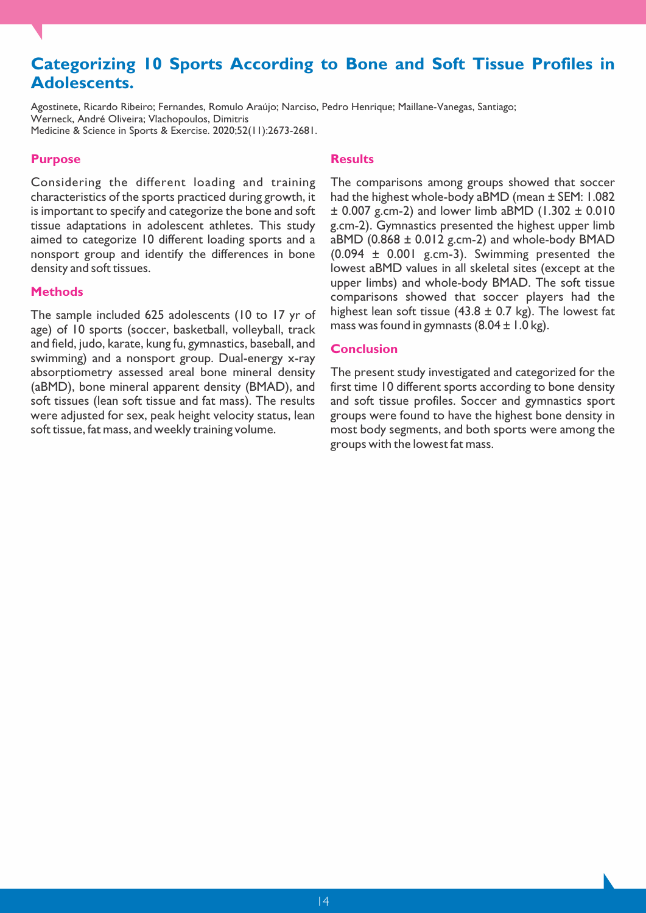# Categorizing 10 Sports According to Bone and Soft Tissue Profiles in Adolescents.

Agostinete, Ricardo Ribeiro; Fernandes, Romulo Araújo; Narciso, Pedro Henrique; Maillane-Vanegas, Santiago; Werneck, André Oliveira; Vlachopoulos, Dimitris
Medicine & Science in Sports & Exercise. 2020;52(11):2673-2681.

## Purpose

Considering the different loading and training characteristics of the sports practiced during growth, it is important to specify and categorize the bone and soft tissue adaptations in adolescent athletes. This study aimed to categorize 10 different loading sports and a nonsport group and identify the differences in bone density and soft tissues.

## Methods

The sample included 625 adolescents (10 to 17 yr of age) of 10 sports (soccer, basketball, volleyball, track and field, judo, karate, kung fu, gymnastics, baseball, and swimming) and a nonsport group. Dual-energy x-ray absorptiometry assessed areal bone mineral density (aBMD), bone mineral apparent density (BMAD), and soft tissues (lean soft tissue and fat mass). The results were adjusted for sex, peak height velocity status, lean soft tissue, fat mass, and weekly training volume.

## Results

The comparisons among groups showed that soccer had the highest whole-body aBMD (mean ± SEM: 1.082 ± 0.007 g.cm-2) and lower limb aBMD (1.302 ± 0.010 g.cm-2). Gymnastics presented the highest upper limb aBMD (0.868 ± 0.012 g.cm-2) and whole-body BMAD (0.094 ± 0.001 g.cm-3). Swimming presented the lowest aBMD values in all skeletal sites (except at the upper limbs) and whole-body BMAD. The soft tissue comparisons showed that soccer players had the highest lean soft tissue (43.8 ± 0.7 kg). The lowest fat mass was found in gymnasts (8.04 ± 1.0 kg).

## Conclusion

The present study investigated and categorized for the first time 10 different sports according to bone density and soft tissue profiles. Soccer and gymnastics sport groups were found to have the highest bone density in most body segments, and both sports were among the groups with the lowest fat mass.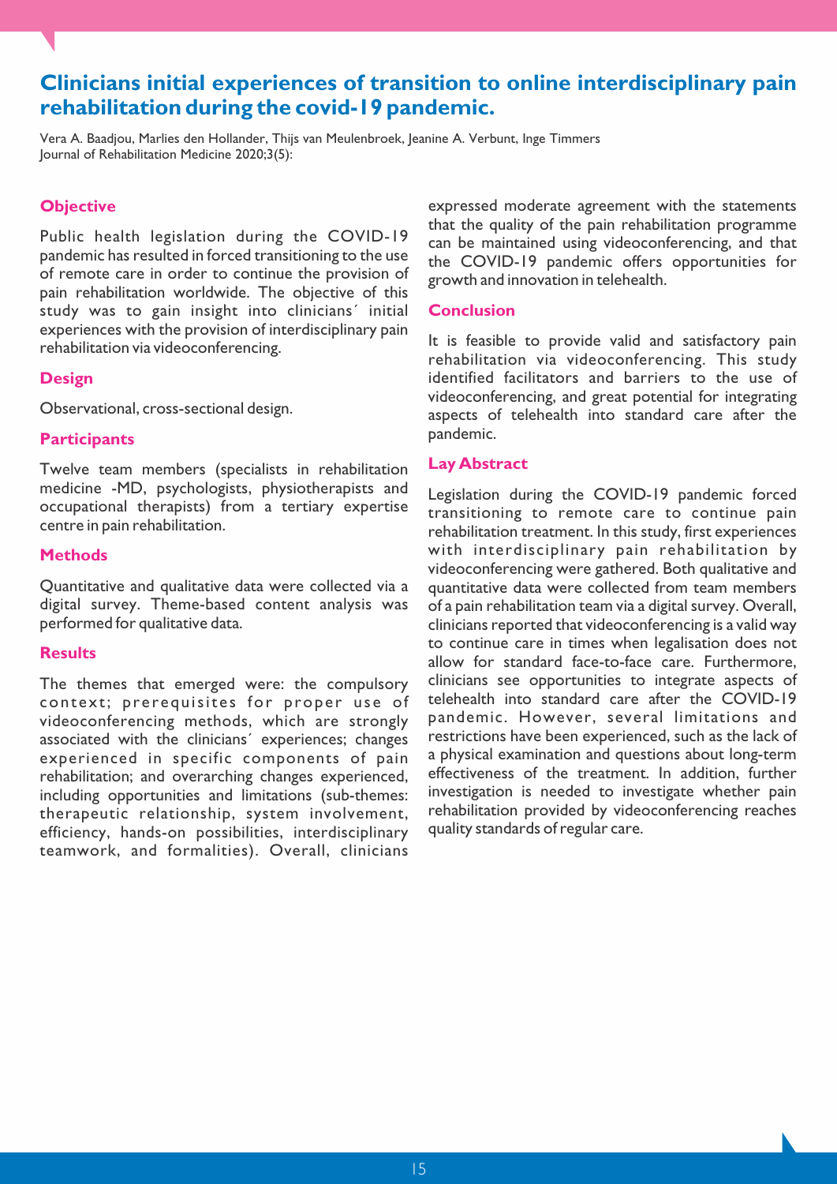# Clinicians initial experiences of transition to online interdisciplinary pain rehabilitation during the covid-19 pandemic.

Vera A. Baadjou, Marlies den Hollander, Thijs van Meulenbroek, Jeanine A. Verbunt, Inge Timmers
Journal of Rehabilitation Medicine 2020;3(5):

## Objective

Public health legislation during the COVID-19 pandemic has resulted in forced transitioning to the use of remote care in order to continue the provision of pain rehabilitation worldwide. The objective of this study was to gain insight into clinicians´ initial experiences with the provision of interdisciplinary pain rehabilitation via videoconferencing.

## Design

Observational, cross-sectional design.

## Participants

Twelve team members (specialists in rehabilitation medicine -MD, psychologists, physiotherapists and occupational therapists) from a tertiary expertise centre in pain rehabilitation.

## Methods

Quantitative and qualitative data were collected via a digital survey. Theme-based content analysis was performed for qualitative data.

## Results

The themes that emerged were: the compulsory context; prerequisites for proper use of videoconferencing methods, which are strongly associated with the clinicians´ experiences; changes experienced in specific components of pain rehabilitation; and overarching changes experienced, including opportunities and limitations (sub-themes: therapeutic relationship, system involvement, efficiency, hands-on possibilities, interdisciplinary teamwork, and formalities). Overall, clinicians expressed moderate agreement with the statements that the quality of the pain rehabilitation programme can be maintained using videoconferencing, and that the COVID-19 pandemic offers opportunities for growth and innovation in telehealth.

## Conclusion

It is feasible to provide valid and satisfactory pain rehabilitation via videoconferencing. This study identified facilitators and barriers to the use of videoconferencing, and great potential for integrating aspects of telehealth into standard care after the pandemic.

## Lay Abstract

Legislation during the COVID-19 pandemic forced transitioning to remote care to continue pain rehabilitation treatment. In this study, first experiences with interdisciplinary pain rehabilitation by videoconferencing were gathered. Both qualitative and quantitative data were collected from team members of a pain rehabilitation team via a digital survey. Overall, clinicians reported that videoconferencing is a valid way to continue care in times when legalisation does not allow for standard face-to-face care. Furthermore, clinicians see opportunities to integrate aspects of telehealth into standard care after the COVID-19 pandemic. However, several limitations and restrictions have been experienced, such as the lack of a physical examination and questions about long-term effectiveness of the treatment. In addition, further investigation is needed to investigate whether pain rehabilitation provided by videoconferencing reaches quality standards of regular care.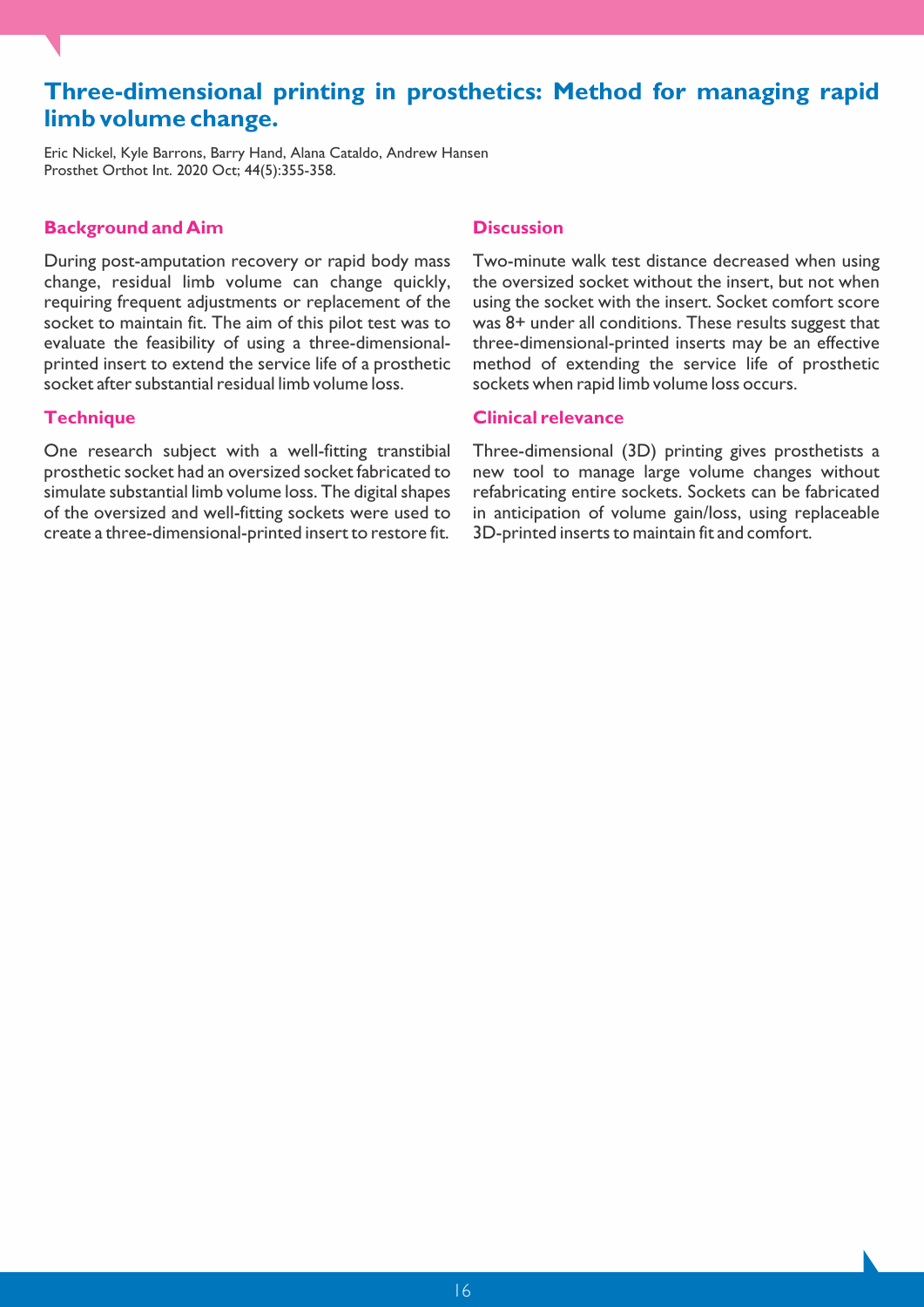## Three-dimensional printing in prosthetics: Method for managing rapid limb volume change.

Eric Nickel, Kyle Barrons, Barry Hand, Alana Cataldo, Andrew Hansen
Prosthet Orthot Int. 2020 Oct; 44(5):355-358.

### Background and Aim

During post-amputation recovery or rapid body mass change, residual limb volume can change quickly, requiring frequent adjustments or replacement of the socket to maintain fit. The aim of this pilot test was to evaluate the feasibility of using a three-dimensional-printed insert to extend the service life of a prosthetic socket after substantial residual limb volume loss.

### Technique

One research subject with a well-fitting transtibial prosthetic socket had an oversized socket fabricated to simulate substantial limb volume loss. The digital shapes of the oversized and well-fitting sockets were used to create a three-dimensional-printed insert to restore fit.

### Discussion

Two-minute walk test distance decreased when using the oversized socket without the insert, but not when using the socket with the insert. Socket comfort score was 8+ under all conditions. These results suggest that three-dimensional-printed inserts may be an effective method of extending the service life of prosthetic sockets when rapid limb volume loss occurs.

### Clinical relevance

Three-dimensional (3D) printing gives prosthetists a new tool to manage large volume changes without refabricating entire sockets. Sockets can be fabricated in anticipation of volume gain/loss, using replaceable 3D-printed inserts to maintain fit and comfort.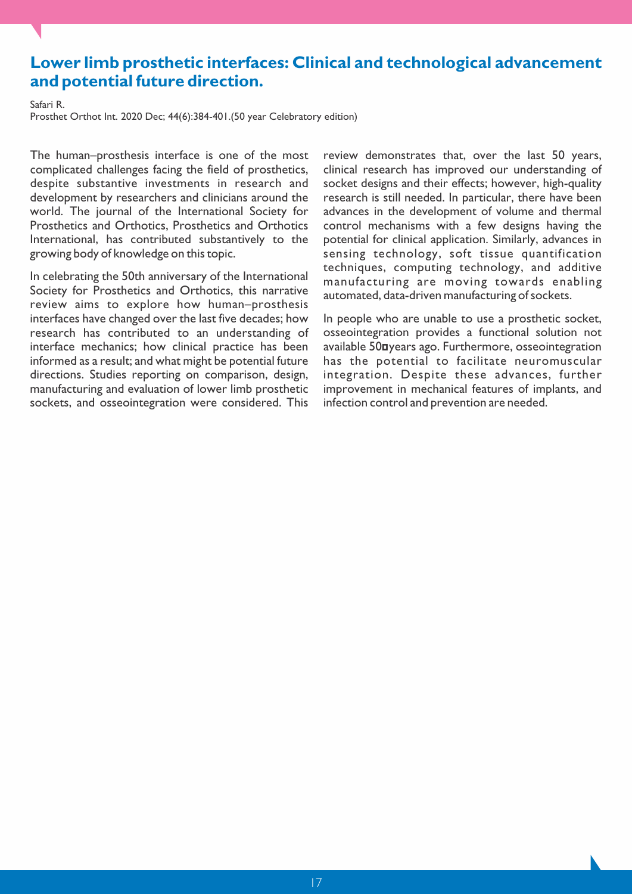## Lower limb prosthetic interfaces: Clinical and technological advancement and potential future direction.

Safari R.

Prosthet Orthot Int. 2020 Dec; 44(6):384-401.(50 year Celebratory edition)

The human–prosthesis interface is one of the most complicated challenges facing the field of prosthetics, despite substantive investments in research and development by researchers and clinicians around the world. The journal of the International Society for Prosthetics and Orthotics, Prosthetics and Orthotics International, has contributed substantively to the growing body of knowledge on this topic.

In celebrating the 50th anniversary of the International Society for Prosthetics and Orthotics, this narrative review aims to explore how human–prosthesis interfaces have changed over the last five decades; how research has contributed to an understanding of interface mechanics; how clinical practice has been informed as a result; and what might be potential future directions. Studies reporting on comparison, design, manufacturing and evaluation of lower limb prosthetic sockets, and osseointegration were considered. This review demonstrates that, over the last 50 years, clinical research has improved our understanding of socket designs and their effects; however, high-quality research is still needed. In particular, there have been advances in the development of volume and thermal control mechanisms with a few designs having the potential for clinical application. Similarly, advances in sensing technology, soft tissue quantification techniques, computing technology, and additive manufacturing are moving towards enabling automated, data-driven manufacturing of sockets.

In people who are unable to use a prosthetic socket, osseointegration provides a functional solution not available 50 years ago. Furthermore, osseointegration has the potential to facilitate neuromuscular integration. Despite these advances, further improvement in mechanical features of implants, and infection control and prevention are needed.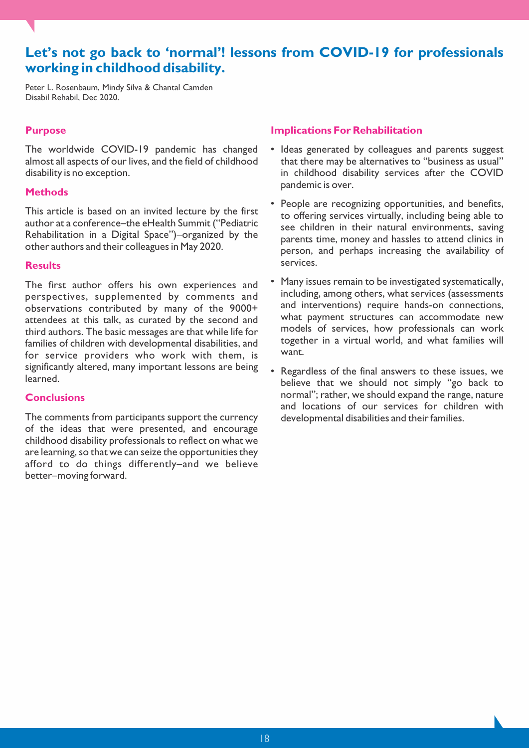# Let's not go back to 'normal'! lessons from COVID-19 for professionals working in childhood disability.

Peter L. Rosenbaum, Mindy Silva & Chantal Camden
Disabil Rehabil, Dec 2020.

### Purpose

The worldwide COVID-19 pandemic has changed almost all aspects of our lives, and the field of childhood disability is no exception.

### Methods

This article is based on an invited lecture by the first author at a conference–the eHealth Summit ("Pediatric Rehabilitation in a Digital Space")–organized by the other authors and their colleagues in May 2020.

### Results

The first author offers his own experiences and perspectives, supplemented by comments and observations contributed by many of the 9000+ attendees at this talk, as curated by the second and third authors. The basic messages are that while life for families of children with developmental disabilities, and for service providers who work with them, is significantly altered, many important lessons are being learned.

### Conclusions

The comments from participants support the currency of the ideas that were presented, and encourage childhood disability professionals to reflect on what we are learning, so that we can seize the opportunities they afford to do things differently–and we believe better–moving forward.

### Implications For Rehabilitation

- Ideas generated by colleagues and parents suggest that there may be alternatives to "business as usual" in childhood disability services after the COVID pandemic is over.
- People are recognizing opportunities, and benefits, to offering services virtually, including being able to see children in their natural environments, saving parents time, money and hassles to attend clinics in person, and perhaps increasing the availability of services.
- Many issues remain to be investigated systematically, including, among others, what services (assessments and interventions) require hands-on connections, what payment structures can accommodate new models of services, how professionals can work together in a virtual world, and what families will want.
- Regardless of the final answers to these issues, we believe that we should not simply "go back to normal"; rather, we should expand the range, nature and locations of our services for children with developmental disabilities and their families.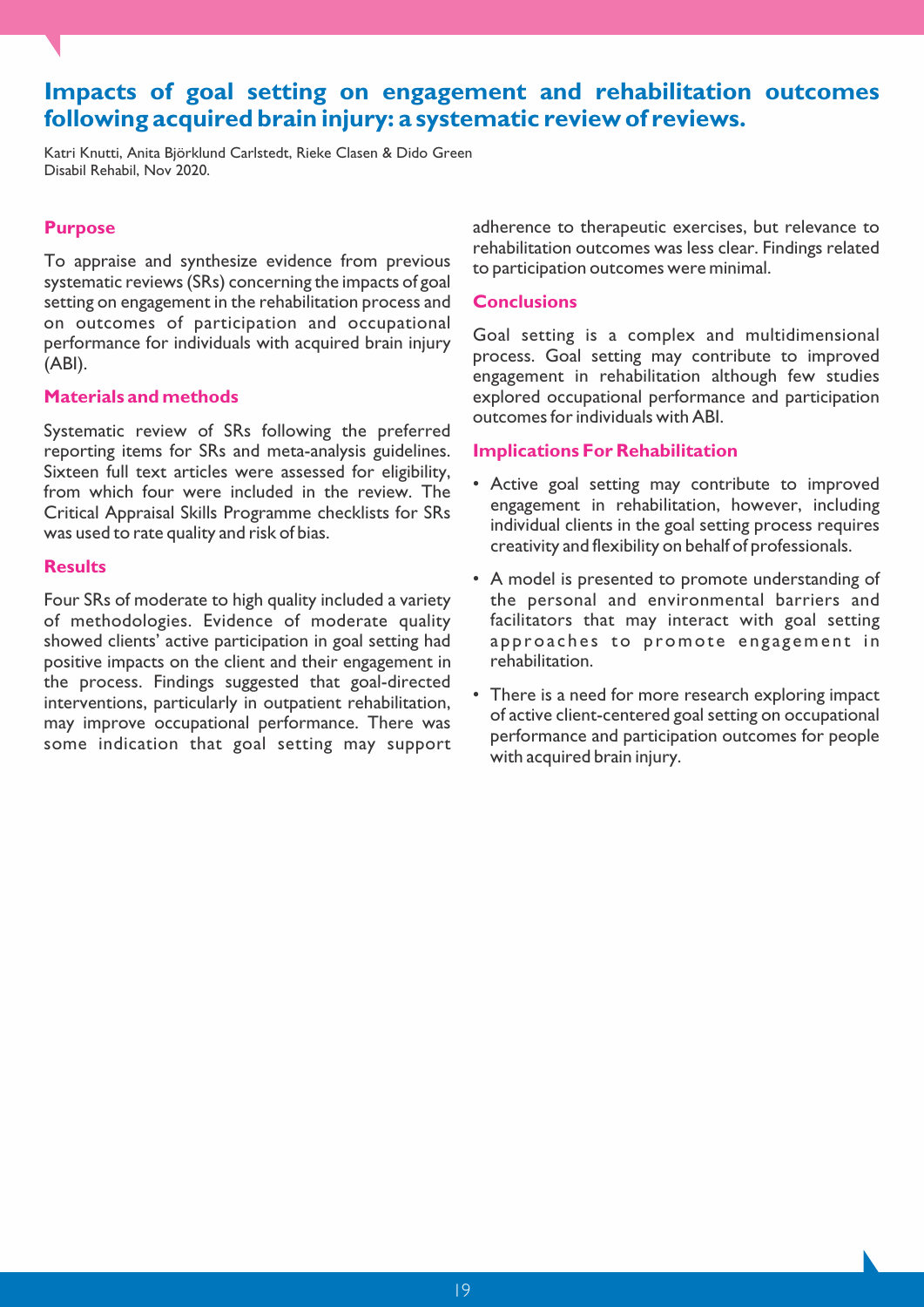# Impacts of goal setting on engagement and rehabilitation outcomes following acquired brain injury: a systematic review of reviews.

Katri Knutti, Anita Björklund Carlstedt, Rieke Clasen & Dido Green
Disabil Rehabil, Nov 2020.

## Purpose

To appraise and synthesize evidence from previous systematic reviews (SRs) concerning the impacts of goal setting on engagement in the rehabilitation process and on outcomes of participation and occupational performance for individuals with acquired brain injury (ABI).

## Materials and methods

Systematic review of SRs following the preferred reporting items for SRs and meta-analysis guidelines. Sixteen full text articles were assessed for eligibility, from which four were included in the review. The Critical Appraisal Skills Programme checklists for SRs was used to rate quality and risk of bias.

## Results

Four SRs of moderate to high quality included a variety of methodologies. Evidence of moderate quality showed clients' active participation in goal setting had positive impacts on the client and their engagement in the process. Findings suggested that goal-directed interventions, particularly in outpatient rehabilitation, may improve occupational performance. There was some indication that goal setting may support adherence to therapeutic exercises, but relevance to rehabilitation outcomes was less clear. Findings related to participation outcomes were minimal.

## Conclusions

Goal setting is a complex and multidimensional process. Goal setting may contribute to improved engagement in rehabilitation although few studies explored occupational performance and participation outcomes for individuals with ABI.

## Implications For Rehabilitation

- Active goal setting may contribute to improved engagement in rehabilitation, however, including individual clients in the goal setting process requires creativity and flexibility on behalf of professionals.
- A model is presented to promote understanding of the personal and environmental barriers and facilitators that may interact with goal setting approaches to promote engagement in rehabilitation.
- There is a need for more research exploring impact of active client-centered goal setting on occupational performance and participation outcomes for people with acquired brain injury.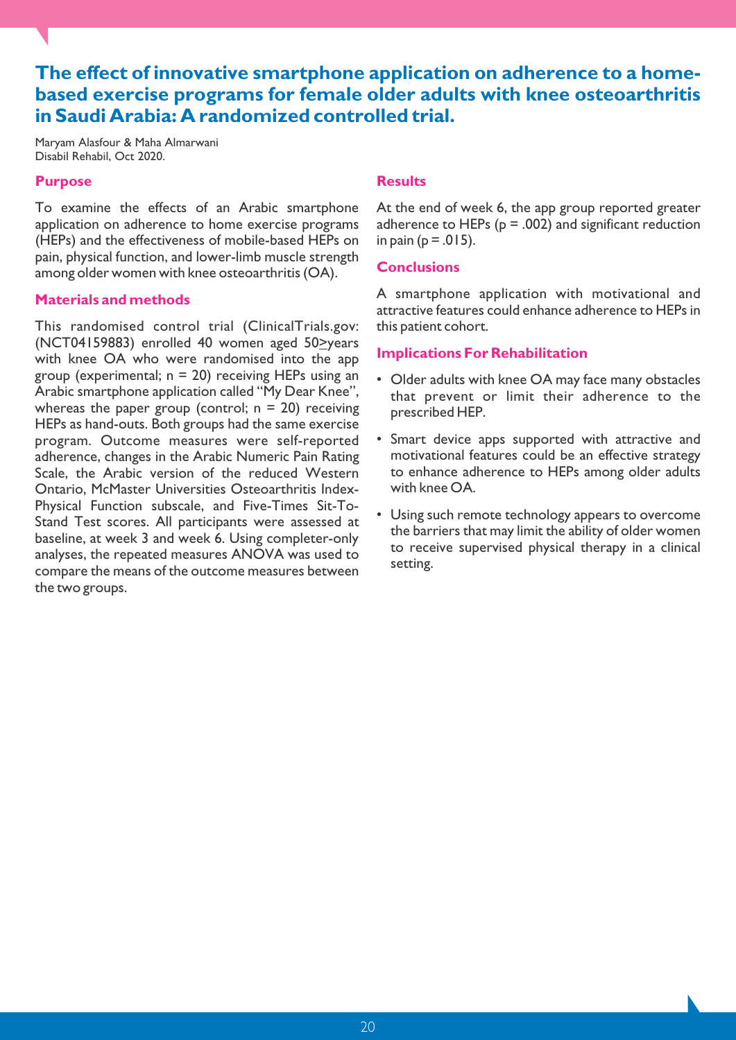# The effect of innovative smartphone application on adherence to a home-based exercise programs for female older adults with knee osteoarthritis in Saudi Arabia: A randomized controlled trial.

Maryam Alasfour & Maha Almarwani
Disabil Rehabil, Oct 2020.

## Purpose

To examine the effects of an Arabic smartphone application on adherence to home exercise programs (HEPs) and the effectiveness of mobile-based HEPs on pain, physical function, and lower-limb muscle strength among older women with knee osteoarthritis (OA).

## Materials and methods

This randomised control trial (ClinicalTrials.gov: (NCT04159883) enrolled 40 women aged 50≥years with knee OA who were randomised into the app group (experimental; n = 20) receiving HEPs using an Arabic smartphone application called "My Dear Knee", whereas the paper group (control; n = 20) receiving HEPs as hand-outs. Both groups had the same exercise program. Outcome measures were self-reported adherence, changes in the Arabic Numeric Pain Rating Scale, the Arabic version of the reduced Western Ontario, McMaster Universities Osteoarthritis Index-Physical Function subscale, and Five-Times Sit-To-Stand Test scores. All participants were assessed at baseline, at week 3 and week 6. Using completer-only analyses, the repeated measures ANOVA was used to compare the means of the outcome measures between the two groups.

## Results

At the end of week 6, the app group reported greater adherence to HEPs ($p = .002$) and significant reduction in pain ($p = .015$).

## Conclusions

A smartphone application with motivational and attractive features could enhance adherence to HEPs in this patient cohort.

## Implications For Rehabilitation

- Older adults with knee OA may face many obstacles that prevent or limit their adherence to the prescribed HEP.
- Smart device apps supported with attractive and motivational features could be an effective strategy to enhance adherence to HEPs among older adults with knee OA.
- Using such remote technology appears to overcome the barriers that may limit the ability of older women to receive supervised physical therapy in a clinical setting.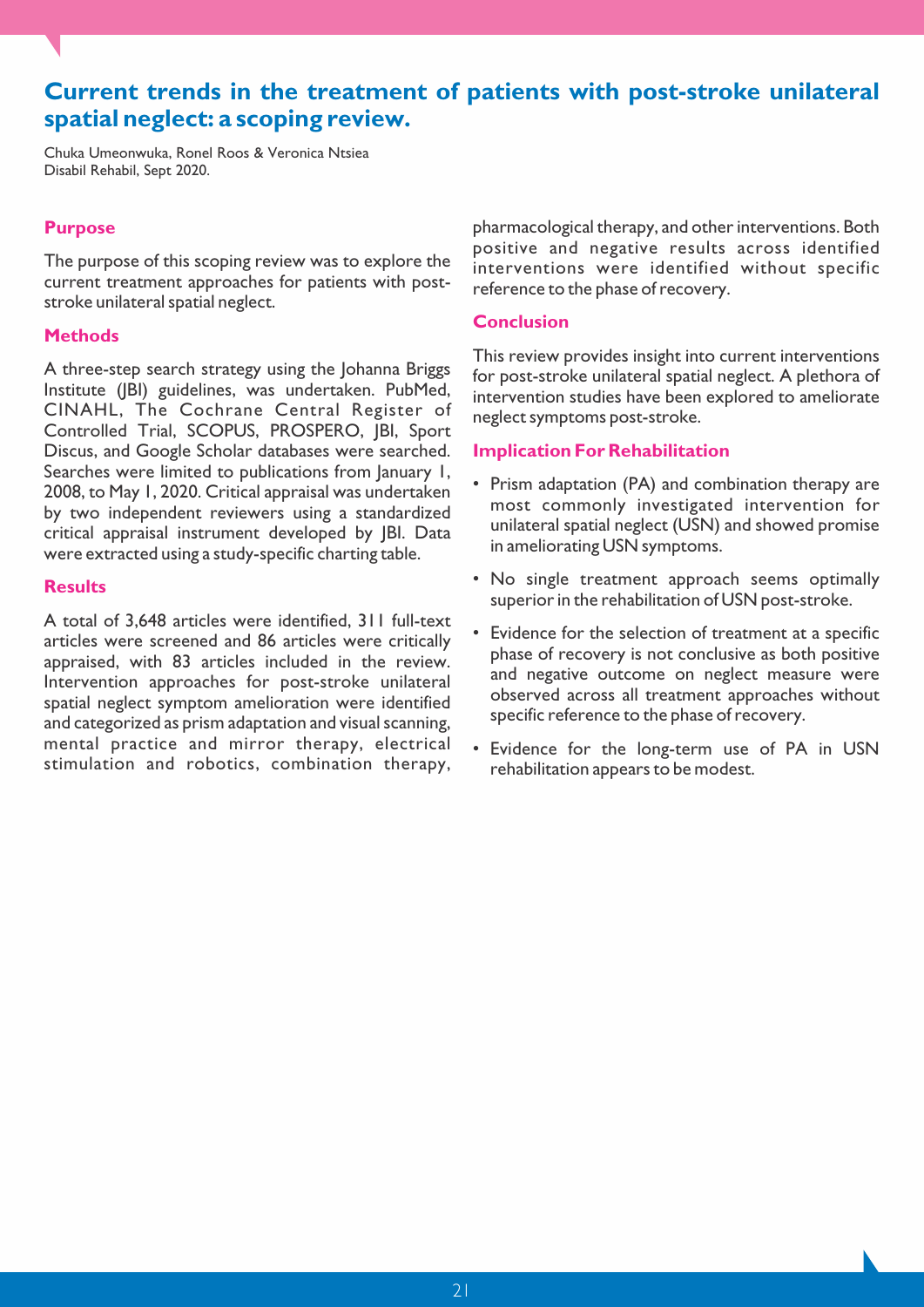# Current trends in the treatment of patients with post-stroke unilateral spatial neglect: a scoping review.

Chuka Umeonwuka, Ronel Roos & Veronica Ntsiea
Disabil Rehabil, Sept 2020.

## Purpose

The purpose of this scoping review was to explore the current treatment approaches for patients with post-stroke unilateral spatial neglect.

## Methods

A three-step search strategy using the Johanna Briggs Institute (JBI) guidelines, was undertaken. PubMed, CINAHL, The Cochrane Central Register of Controlled Trial, SCOPUS, PROSPERO, JBI, Sport Discus, and Google Scholar databases were searched. Searches were limited to publications from January 1, 2008, to May 1, 2020. Critical appraisal was undertaken by two independent reviewers using a standardized critical appraisal instrument developed by JBI. Data were extracted using a study-specific charting table.

## Results

A total of 3,648 articles were identified, 311 full-text articles were screened and 86 articles were critically appraised, with 83 articles included in the review. Intervention approaches for post-stroke unilateral spatial neglect symptom amelioration were identified and categorized as prism adaptation and visual scanning, mental practice and mirror therapy, electrical stimulation and robotics, combination therapy, pharmacological therapy, and other interventions. Both positive and negative results across identified interventions were identified without specific reference to the phase of recovery.

## Conclusion

This review provides insight into current interventions for post-stroke unilateral spatial neglect. A plethora of intervention studies have been explored to ameliorate neglect symptoms post-stroke.

## Implication For Rehabilitation

- Prism adaptation (PA) and combination therapy are most commonly investigated intervention for unilateral spatial neglect (USN) and showed promise in ameliorating USN symptoms.
- No single treatment approach seems optimally superior in the rehabilitation of USN post-stroke.
- Evidence for the selection of treatment at a specific phase of recovery is not conclusive as both positive and negative outcome on neglect measure were observed across all treatment approaches without specific reference to the phase of recovery.
- Evidence for the long-term use of PA in USN rehabilitation appears to be modest.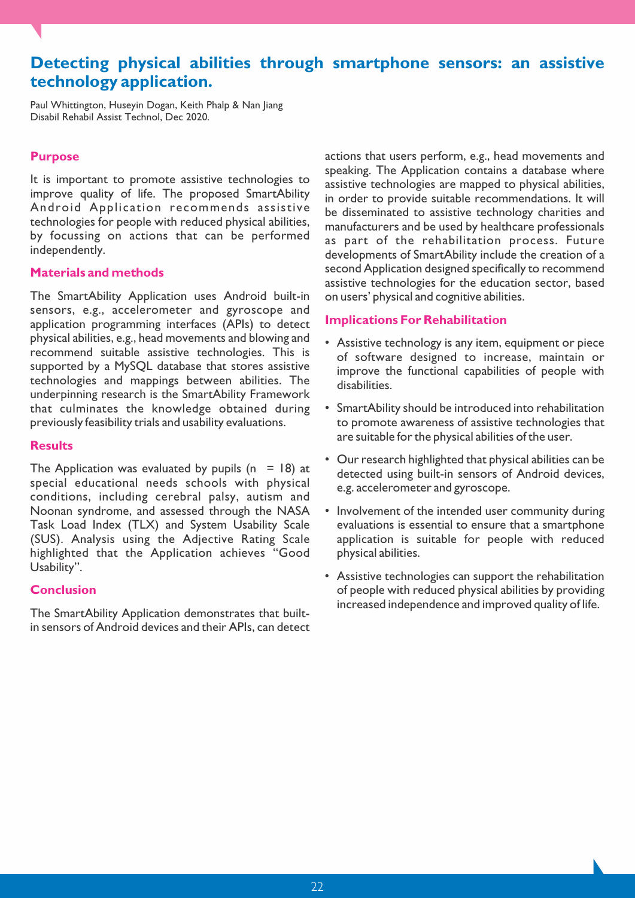## Detecting physical abilities through smartphone sensors: an assistive technology application.

Paul Whittington, Huseyin Dogan, Keith Phalp & Nan Jiang
Disabil Rehabil Assist Technol, Dec 2020.

### Purpose

It is important to promote assistive technologies to improve quality of life. The proposed SmartAbility Android Application recommends assistive technologies for people with reduced physical abilities, by focussing on actions that can be performed independently.

### Materials and methods

The SmartAbility Application uses Android built-in sensors, e.g., accelerometer and gyroscope and application programming interfaces (APIs) to detect physical abilities, e.g., head movements and blowing and recommend suitable assistive technologies. This is supported by a MySQL database that stores assistive technologies and mappings between abilities. The underpinning research is the SmartAbility Framework that culminates the knowledge obtained during previously feasibility trials and usability evaluations.

### Results

The Application was evaluated by pupils (n = 18) at special educational needs schools with physical conditions, including cerebral palsy, autism and Noonan syndrome, and assessed through the NASA Task Load Index (TLX) and System Usability Scale (SUS). Analysis using the Adjective Rating Scale highlighted that the Application achieves "Good Usability".

### Conclusion

The SmartAbility Application demonstrates that built-in sensors of Android devices and their APIs, can detect actions that users perform, e.g., head movements and speaking. The Application contains a database where assistive technologies are mapped to physical abilities, in order to provide suitable recommendations. It will be disseminated to assistive technology charities and manufacturers and be used by healthcare professionals as part of the rehabilitation process. Future developments of SmartAbility include the creation of a second Application designed specifically to recommend assistive technologies for the education sector, based on users' physical and cognitive abilities.

### Implications For Rehabilitation

- Assistive technology is any item, equipment or piece of software designed to increase, maintain or improve the functional capabilities of people with disabilities.
- SmartAbility should be introduced into rehabilitation to promote awareness of assistive technologies that are suitable for the physical abilities of the user.
- Our research highlighted that physical abilities can be detected using built-in sensors of Android devices, e.g. accelerometer and gyroscope.
- Involvement of the intended user community during evaluations is essential to ensure that a smartphone application is suitable for people with reduced physical abilities.
- Assistive technologies can support the rehabilitation of people with reduced physical abilities by providing increased independence and improved quality of life.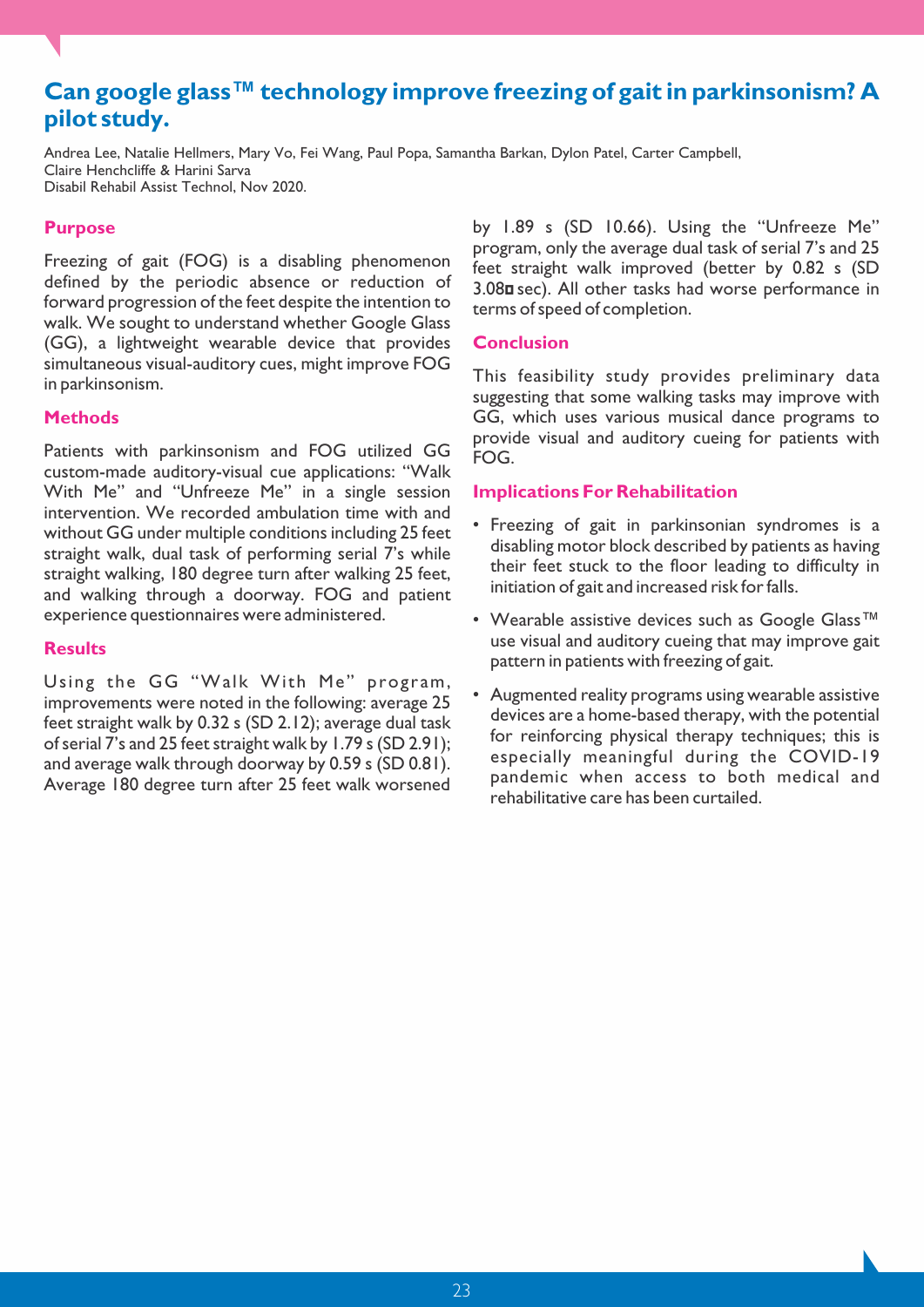# Can google glass™ technology improve freezing of gait in parkinsonism? A pilot study.

Andrea Lee, Natalie Hellmers, Mary Vo, Fei Wang, Paul Popa, Samantha Barkan, Dylon Patel, Carter Campbell, Claire Henchcliffe & Harini Sarva
Disabil Rehabil Assist Technol, Nov 2020.

## Purpose

Freezing of gait (FOG) is a disabling phenomenon defined by the periodic absence or reduction of forward progression of the feet despite the intention to walk. We sought to understand whether Google Glass (GG), a lightweight wearable device that provides simultaneous visual-auditory cues, might improve FOG in parkinsonism.

## Methods

Patients with parkinsonism and FOG utilized GG custom-made auditory-visual cue applications: "Walk With Me" and "Unfreeze Me" in a single session intervention. We recorded ambulation time with and without GG under multiple conditions including 25 feet straight walk, dual task of performing serial 7's while straight walking, 180 degree turn after walking 25 feet, and walking through a doorway. FOG and patient experience questionnaires were administered.

## Results

Using the GG "Walk With Me" program, improvements were noted in the following: average 25 feet straight walk by 0.32 s (SD 2.12); average dual task of serial 7's and 25 feet straight walk by 1.79 s (SD 2.91); and average walk through doorway by 0.59 s (SD 0.81). Average 180 degree turn after 25 feet walk worsened by 1.89 s (SD 10.66). Using the "Unfreeze Me" program, only the average dual task of serial 7's and 25 feet straight walk improved (better by 0.82 s (SD 3.08 sec). All other tasks had worse performance in terms of speed of completion.

## Conclusion

This feasibility study provides preliminary data suggesting that some walking tasks may improve with GG, which uses various musical dance programs to provide visual and auditory cueing for patients with FOG.

## Implications For Rehabilitation

- Freezing of gait in parkinsonian syndromes is a disabling motor block described by patients as having their feet stuck to the floor leading to difficulty in initiation of gait and increased risk for falls.
- Wearable assistive devices such as Google Glass™ use visual and auditory cueing that may improve gait pattern in patients with freezing of gait.
- Augmented reality programs using wearable assistive devices are a home-based therapy, with the potential for reinforcing physical therapy techniques; this is especially meaningful during the COVID-19 pandemic when access to both medical and rehabilitative care has been curtailed.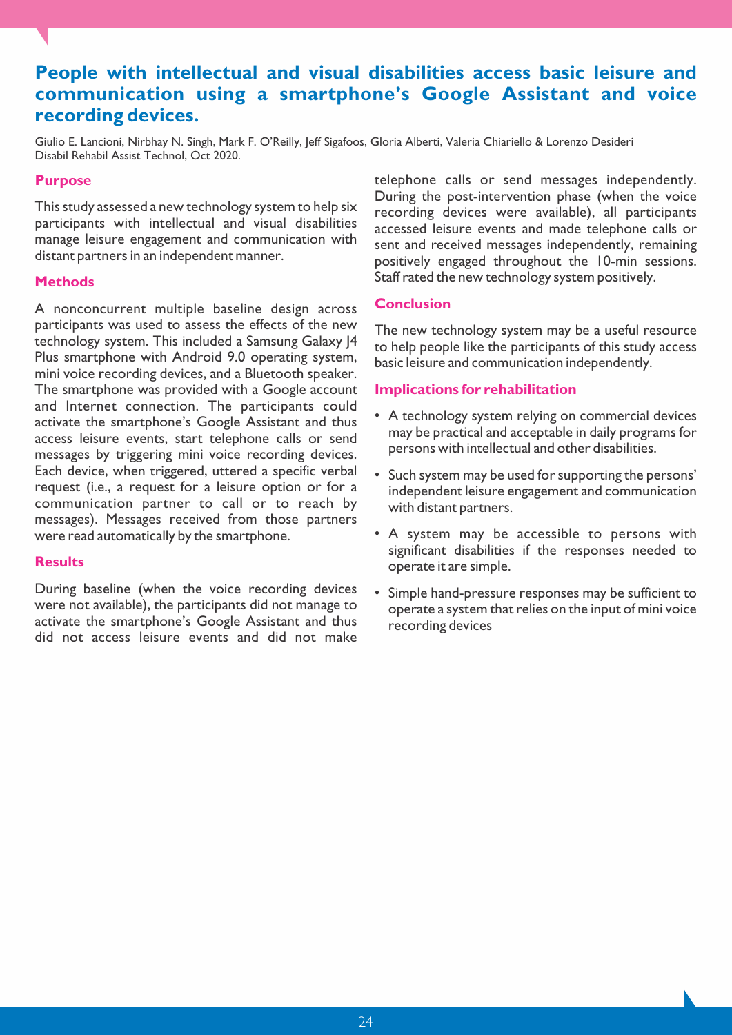# People with intellectual and visual disabilities access basic leisure and communication using a smartphone's Google Assistant and voice recording devices.

Giulio E. Lancioni, Nirbhay N. Singh, Mark F. O'Reilly, Jeff Sigafoos, Gloria Alberti, Valeria Chiariello & Lorenzo Desideri
Disabil Rehabil Assist Technol, Oct 2020.

## Purpose

This study assessed a new technology system to help six participants with intellectual and visual disabilities manage leisure engagement and communication with distant partners in an independent manner.

## Methods

A nonconcurrent multiple baseline design across participants was used to assess the effects of the new technology system. This included a Samsung Galaxy J4 Plus smartphone with Android 9.0 operating system, mini voice recording devices, and a Bluetooth speaker. The smartphone was provided with a Google account and Internet connection. The participants could activate the smartphone's Google Assistant and thus access leisure events, start telephone calls or send messages by triggering mini voice recording devices. Each device, when triggered, uttered a specific verbal request (i.e., a request for a leisure option or for a communication partner to call or to reach by messages). Messages received from those partners were read automatically by the smartphone.

## Results

During baseline (when the voice recording devices were not available), the participants did not manage to activate the smartphone's Google Assistant and thus did not access leisure events and did not make telephone calls or send messages independently. During the post-intervention phase (when the voice recording devices were available), all participants accessed leisure events and made telephone calls or sent and received messages independently, remaining positively engaged throughout the 10-min sessions. Staff rated the new technology system positively.

## Conclusion

The new technology system may be a useful resource to help people like the participants of this study access basic leisure and communication independently.

## Implications for rehabilitation

- A technology system relying on commercial devices may be practical and acceptable in daily programs for persons with intellectual and other disabilities.
- Such system may be used for supporting the persons' independent leisure engagement and communication with distant partners.
- A system may be accessible to persons with significant disabilities if the responses needed to operate it are simple.
- Simple hand-pressure responses may be sufficient to operate a system that relies on the input of mini voice recording devices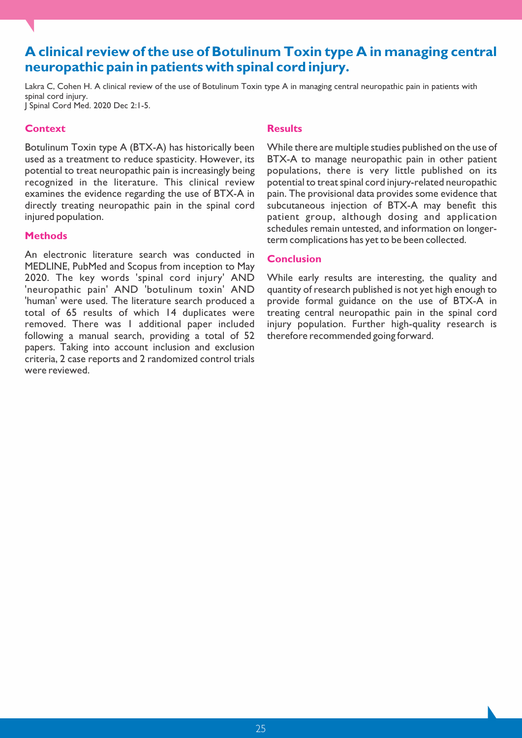# A clinical review of the use of Botulinum Toxin type A in managing central neuropathic pain in patients with spinal cord injury.

Lakra C, Cohen H. A clinical review of the use of Botulinum Toxin type A in managing central neuropathic pain in patients with spinal cord injury.
J Spinal Cord Med. 2020 Dec 2:1-5.

## Context

Botulinum Toxin type A (BTX-A) has historically been used as a treatment to reduce spasticity. However, its potential to treat neuropathic pain is increasingly being recognized in the literature. This clinical review examines the evidence regarding the use of BTX-A in directly treating neuropathic pain in the spinal cord injured population.

## Methods

An electronic literature search was conducted in MEDLINE, PubMed and Scopus from inception to May 2020. The key words 'spinal cord injury' AND 'neuropathic pain' AND 'botulinum toxin' AND 'human' were used. The literature search produced a total of 65 results of which 14 duplicates were removed. There was 1 additional paper included following a manual search, providing a total of 52 papers. Taking into account inclusion and exclusion criteria, 2 case reports and 2 randomized control trials were reviewed.

## Results

While there are multiple studies published on the use of BTX-A to manage neuropathic pain in other patient populations, there is very little published on its potential to treat spinal cord injury-related neuropathic pain. The provisional data provides some evidence that subcutaneous injection of BTX-A may benefit this patient group, although dosing and application schedules remain untested, and information on longer-term complications has yet to be been collected.

## Conclusion

While early results are interesting, the quality and quantity of research published is not yet high enough to provide formal guidance on the use of BTX-A in treating central neuropathic pain in the spinal cord injury population. Further high-quality research is therefore recommended going forward.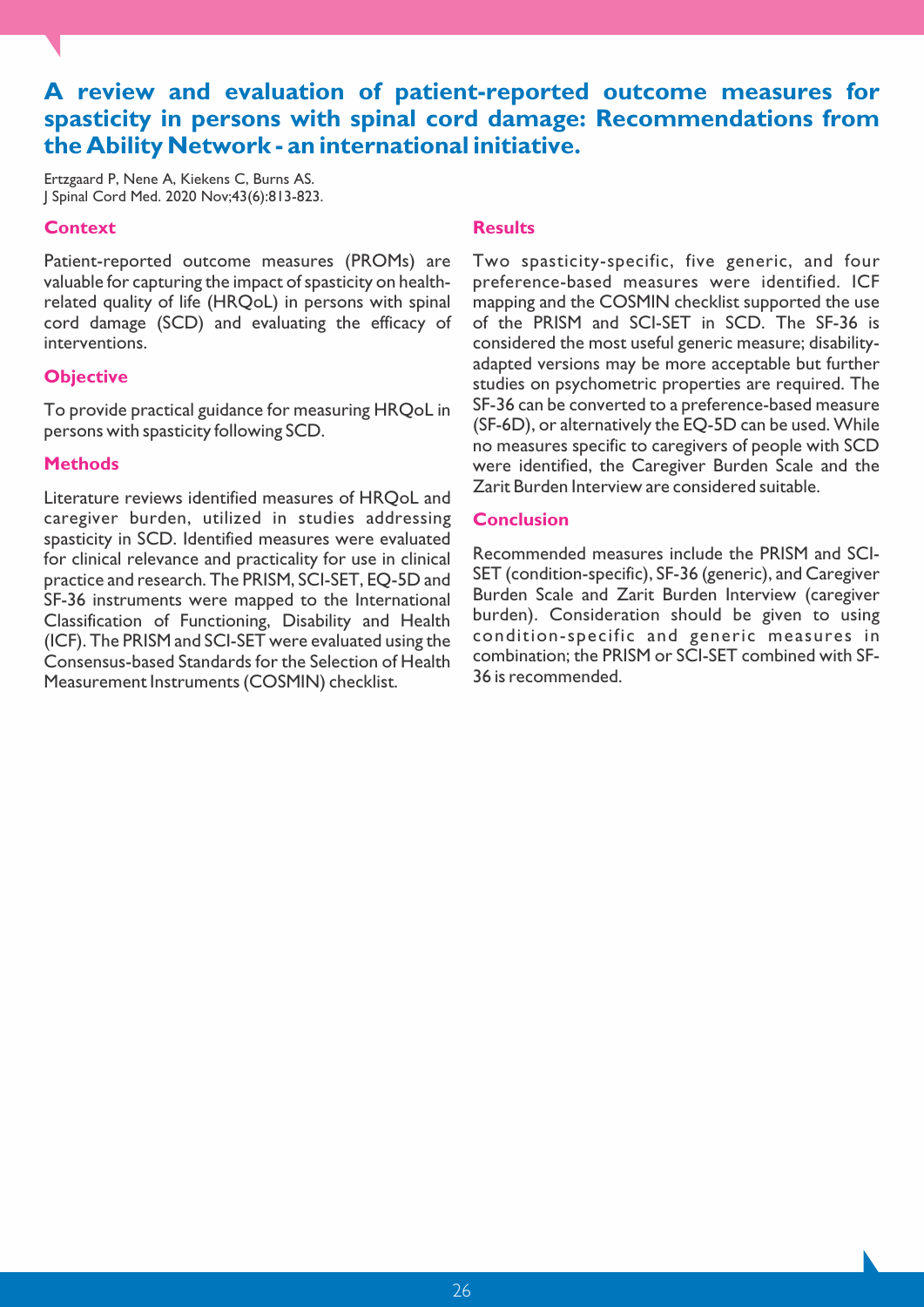# A review and evaluation of patient-reported outcome measures for spasticity in persons with spinal cord damage: Recommendations from the Ability Network - an international initiative.

Ertzgaard P, Nene A, Kiekens C, Burns AS.
J Spinal Cord Med. 2020 Nov;43(6):813-823.

### Context

Patient-reported outcome measures (PROMs) are valuable for capturing the impact of spasticity on health-related quality of life (HRQoL) in persons with spinal cord damage (SCD) and evaluating the efficacy of interventions.

### Objective

To provide practical guidance for measuring HRQoL in persons with spasticity following SCD.

### Methods

Literature reviews identified measures of HRQoL and caregiver burden, utilized in studies addressing spasticity in SCD. Identified measures were evaluated for clinical relevance and practicality for use in clinical practice and research. The PRISM, SCI-SET, EQ-5D and SF-36 instruments were mapped to the International Classification of Functioning, Disability and Health (ICF). The PRISM and SCI-SET were evaluated using the Consensus-based Standards for the Selection of Health Measurement Instruments (COSMIN) checklist.

### Results

Two spasticity-specific, five generic, and four preference-based measures were identified. ICF mapping and the COSMIN checklist supported the use of the PRISM and SCI-SET in SCD. The SF-36 is considered the most useful generic measure; disability-adapted versions may be more acceptable but further studies on psychometric properties are required. The SF-36 can be converted to a preference-based measure (SF-6D), or alternatively the EQ-5D can be used. While no measures specific to caregivers of people with SCD were identified, the Caregiver Burden Scale and the Zarit Burden Interview are considered suitable.

### Conclusion

Recommended measures include the PRISM and SCI-SET (condition-specific), SF-36 (generic), and Caregiver Burden Scale and Zarit Burden Interview (caregiver burden). Consideration should be given to using condition-specific and generic measures in combination; the PRISM or SCI-SET combined with SF-36 is recommended.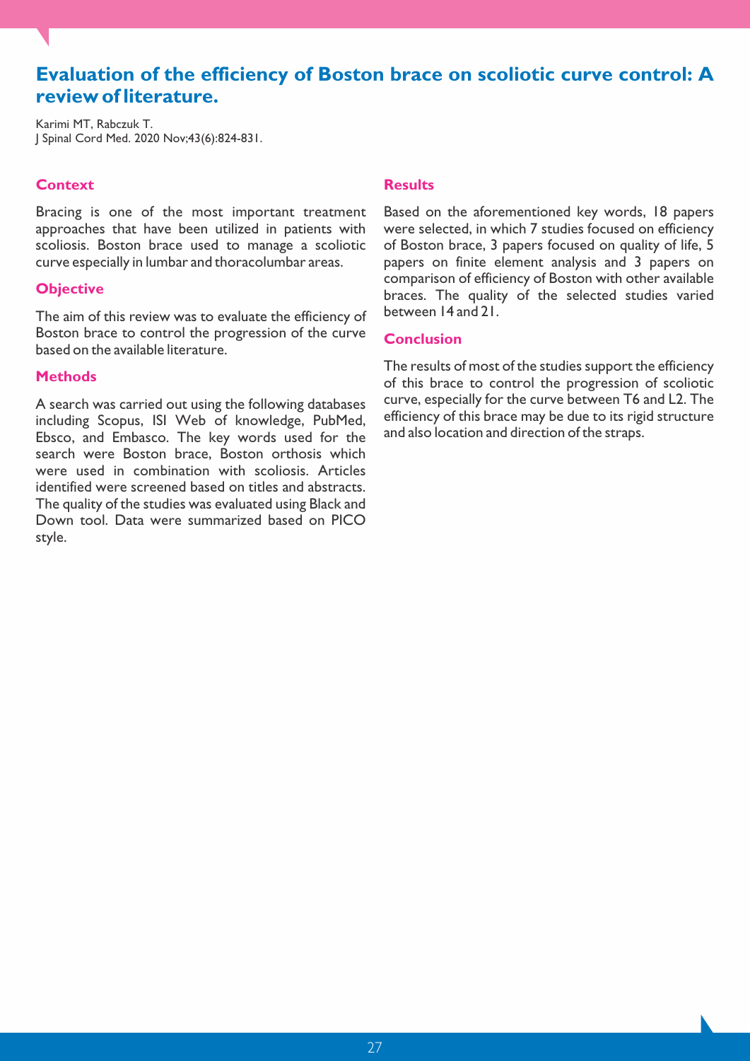# Evaluation of the efficiency of Boston brace on scoliotic curve control: A review of literature.

Karimi MT, Rabczuk T.
J Spinal Cord Med. 2020 Nov;43(6):824-831.

## Context

Bracing is one of the most important treatment approaches that have been utilized in patients with scoliosis. Boston brace used to manage a scoliotic curve especially in lumbar and thoracolumbar areas.

## Objective

The aim of this review was to evaluate the efficiency of Boston brace to control the progression of the curve based on the available literature.

## Methods

A search was carried out using the following databases including Scopus, ISI Web of knowledge, PubMed, Ebsco, and Embasco. The key words used for the search were Boston brace, Boston orthosis which were used in combination with scoliosis. Articles identified were screened based on titles and abstracts. The quality of the studies was evaluated using Black and Down tool. Data were summarized based on PICO style.

## Results

Based on the aforementioned key words, 18 papers were selected, in which 7 studies focused on efficiency of Boston brace, 3 papers focused on quality of life, 5 papers on finite element analysis and 3 papers on comparison of efficiency of Boston with other available braces. The quality of the selected studies varied between 14 and 21.

## Conclusion

The results of most of the studies support the efficiency of this brace to control the progression of scoliotic curve, especially for the curve between T6 and L2. The efficiency of this brace may be due to its rigid structure and also location and direction of the straps.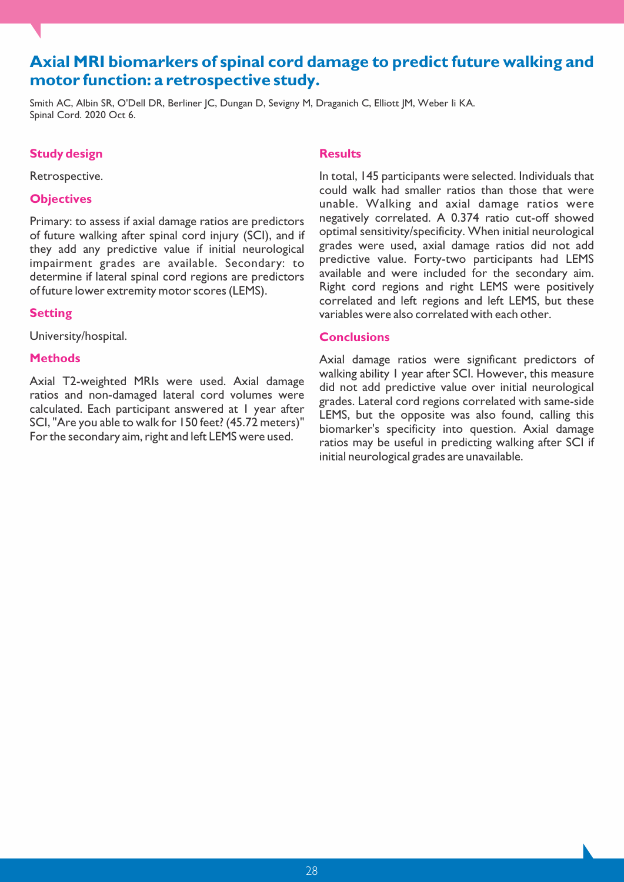# Axial MRI biomarkers of spinal cord damage to predict future walking and motor function: a retrospective study.

Smith AC, Albin SR, O'Dell DR, Berliner JC, Dungan D, Sevigny M, Draganich C, Elliott JM, Weber Ii KA.
Spinal Cord. 2020 Oct 6.

## Study design

Retrospective.

## Objectives

Primary: to assess if axial damage ratios are predictors of future walking after spinal cord injury (SCI), and if they add any predictive value if initial neurological impairment grades are available. Secondary: to determine if lateral spinal cord regions are predictors of future lower extremity motor scores (LEMS).

## Setting

University/hospital.

## Methods

Axial T2-weighted MRIs were used. Axial damage ratios and non-damaged lateral cord volumes were calculated. Each participant answered at 1 year after SCI, "Are you able to walk for 150 feet? (45.72 meters)" For the secondary aim, right and left LEMS were used.

## Results

In total, 145 participants were selected. Individuals that could walk had smaller ratios than those that were unable. Walking and axial damage ratios were negatively correlated. A 0.374 ratio cut-off showed optimal sensitivity/specificity. When initial neurological grades were used, axial damage ratios did not add predictive value. Forty-two participants had LEMS available and were included for the secondary aim. Right cord regions and right LEMS were positively correlated and left regions and left LEMS, but these variables were also correlated with each other.

## Conclusions

Axial damage ratios were significant predictors of walking ability 1 year after SCI. However, this measure did not add predictive value over initial neurological grades. Lateral cord regions correlated with same-side LEMS, but the opposite was also found, calling this biomarker's specificity into question. Axial damage ratios may be useful in predicting walking after SCI if initial neurological grades are unavailable.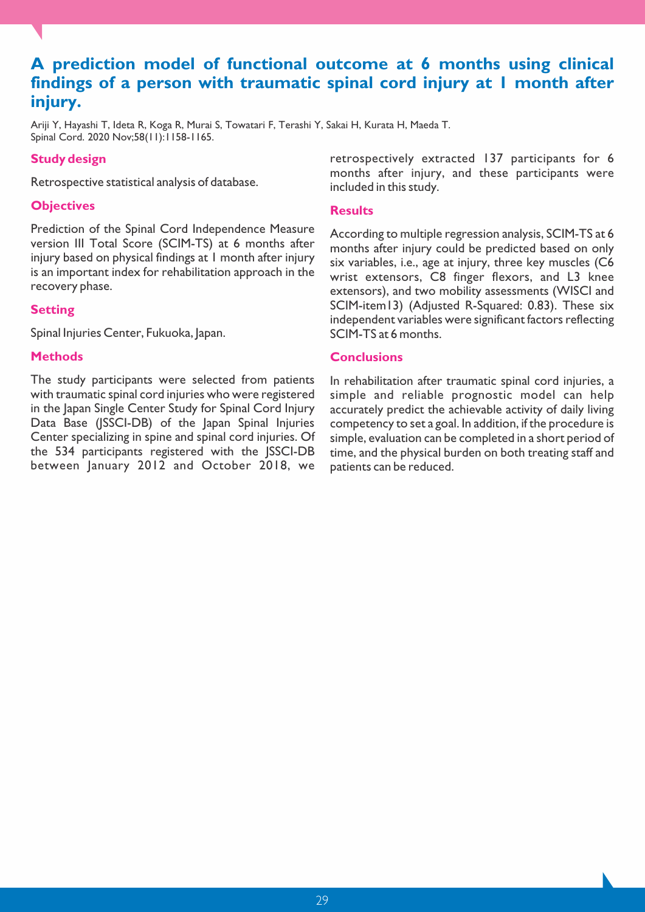# A prediction model of functional outcome at 6 months using clinical findings of a person with traumatic spinal cord injury at 1 month after injury.

Ariji Y, Hayashi T, Ideta R, Koga R, Murai S, Towatari F, Terashi Y, Sakai H, Kurata H, Maeda T.
Spinal Cord. 2020 Nov;58(11):1158-1165.

## Study design

Retrospective statistical analysis of database.

## Objectives

Prediction of the Spinal Cord Independence Measure version III Total Score (SCIM-TS) at 6 months after injury based on physical findings at 1 month after injury is an important index for rehabilitation approach in the recovery phase.

## Setting

Spinal Injuries Center, Fukuoka, Japan.

## Methods

The study participants were selected from patients with traumatic spinal cord injuries who were registered in the Japan Single Center Study for Spinal Cord Injury Data Base (JSSCI-DB) of the Japan Spinal Injuries Center specializing in spine and spinal cord injuries. Of the 534 participants registered with the JSSCI-DB between January 2012 and October 2018, we retrospectively extracted 137 participants for 6 months after injury, and these participants were included in this study.

## Results

According to multiple regression analysis, SCIM-TS at 6 months after injury could be predicted based on only six variables, i.e., age at injury, three key muscles (C6 wrist extensors, C8 finger flexors, and L3 knee extensors), and two mobility assessments (WISCI and SCIM-item13) (Adjusted R-Squared: 0.83). These six independent variables were significant factors reflecting SCIM-TS at 6 months.

## Conclusions

In rehabilitation after traumatic spinal cord injuries, a simple and reliable prognostic model can help accurately predict the achievable activity of daily living competency to set a goal. In addition, if the procedure is simple, evaluation can be completed in a short period of time, and the physical burden on both treating staff and patients can be reduced.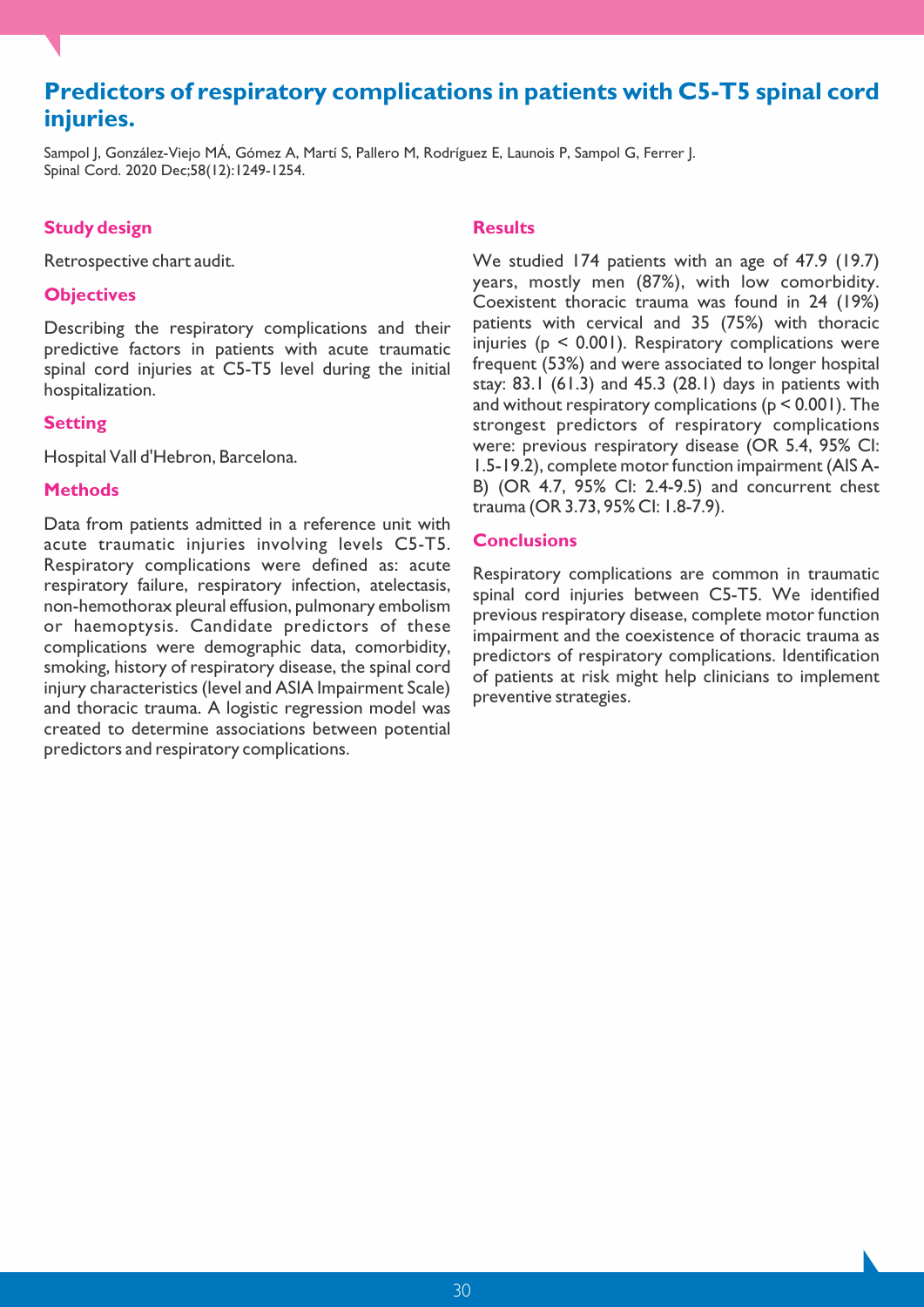# Predictors of respiratory complications in patients with C5-T5 spinal cord injuries.

Sampol J, González-Viejo MÁ, Gómez A, Martí S, Pallero M, Rodríguez E, Launois P, Sampol G, Ferrer J.
Spinal Cord. 2020 Dec;58(12):1249-1254.

## Study design

Retrospective chart audit.

## Objectives

Describing the respiratory complications and their predictive factors in patients with acute traumatic spinal cord injuries at C5-T5 level during the initial hospitalization.

## Setting

Hospital Vall d'Hebron, Barcelona.

## Methods

Data from patients admitted in a reference unit with acute traumatic injuries involving levels C5-T5. Respiratory complications were defined as: acute respiratory failure, respiratory infection, atelectasis, non-hemothorax pleural effusion, pulmonary embolism or haemoptysis. Candidate predictors of these complications were demographic data, comorbidity, smoking, history of respiratory disease, the spinal cord injury characteristics (level and ASIA Impairment Scale) and thoracic trauma. A logistic regression model was created to determine associations between potential predictors and respiratory complications.

## Results

We studied 174 patients with an age of 47.9 (19.7) years, mostly men (87%), with low comorbidity. Coexistent thoracic trauma was found in 24 (19%) patients with cervical and 35 (75%) with thoracic injuries ($p < 0.001$). Respiratory complications were frequent (53%) and were associated to longer hospital stay: 83.1 (61.3) and 45.3 (28.1) days in patients with and without respiratory complications ($p < 0.001$). The strongest predictors of respiratory complications were: previous respiratory disease (OR 5.4, 95% CI: 1.5-19.2), complete motor function impairment (AIS A-B) (OR 4.7, 95% CI: 2.4-9.5) and concurrent chest trauma (OR 3.73, 95% CI: 1.8-7.9).

## Conclusions

Respiratory complications are common in traumatic spinal cord injuries between C5-T5. We identified previous respiratory disease, complete motor function impairment and the coexistence of thoracic trauma as predictors of respiratory complications. Identification of patients at risk might help clinicians to implement preventive strategies.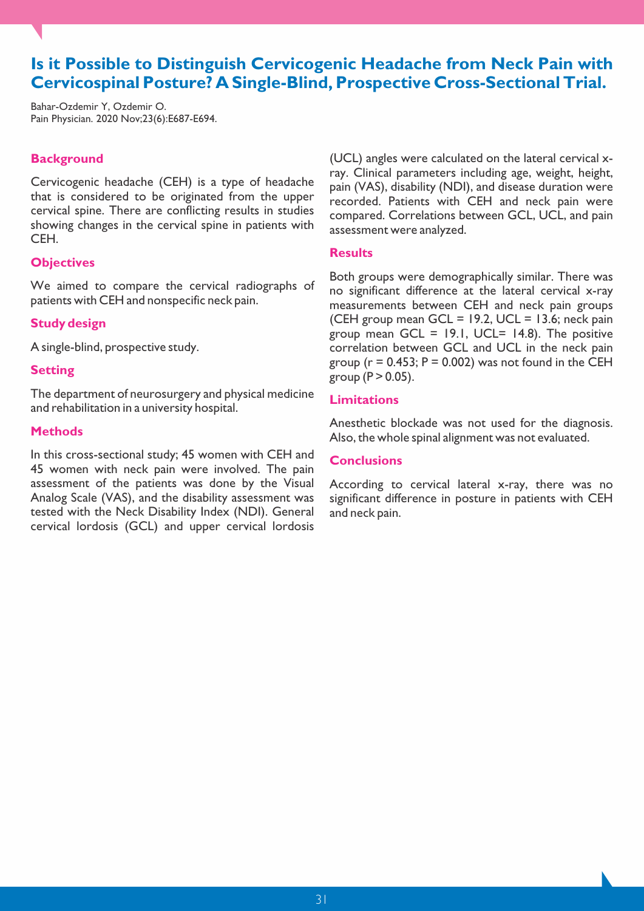# Is it Possible to Distinguish Cervicogenic Headache from Neck Pain with Cervicospinal Posture? A Single-Blind, Prospective Cross-Sectional Trial.

Bahar-Ozdemir Y, Ozdemir O.
Pain Physician. 2020 Nov;23(6):E687-E694.

## Background

Cervicogenic headache (CEH) is a type of headache that is considered to be originated from the upper cervical spine. There are conflicting results in studies showing changes in the cervical spine in patients with CEH.

## Objectives

We aimed to compare the cervical radiographs of patients with CEH and nonspecific neck pain.

## Study design

A single-blind, prospective study.

## Setting

The department of neurosurgery and physical medicine and rehabilitation in a university hospital.

## Methods

In this cross-sectional study; 45 women with CEH and 45 women with neck pain were involved. The pain assessment of the patients was done by the Visual Analog Scale (VAS), and the disability assessment was tested with the Neck Disability Index (NDI). General cervical lordosis (GCL) and upper cervical lordosis (UCL) angles were calculated on the lateral cervical x-ray. Clinical parameters including age, weight, height, pain (VAS), disability (NDI), and disease duration were recorded. Patients with CEH and neck pain were compared. Correlations between GCL, UCL, and pain assessment were analyzed.

## Results

Both groups were demographically similar. There was no significant difference at the lateral cervical x-ray measurements between CEH and neck pain groups (CEH group mean GCL = 19.2, UCL = 13.6; neck pain group mean GCL = 19.1, UCL= 14.8). The positive correlation between GCL and UCL in the neck pain group ($r = 0.453$; $P = 0.002$) was not found in the CEH group ($P > 0.05$).

## Limitations

Anesthetic blockade was not used for the diagnosis. Also, the whole spinal alignment was not evaluated.

## Conclusions

According to cervical lateral x-ray, there was no significant difference in posture in patients with CEH and neck pain.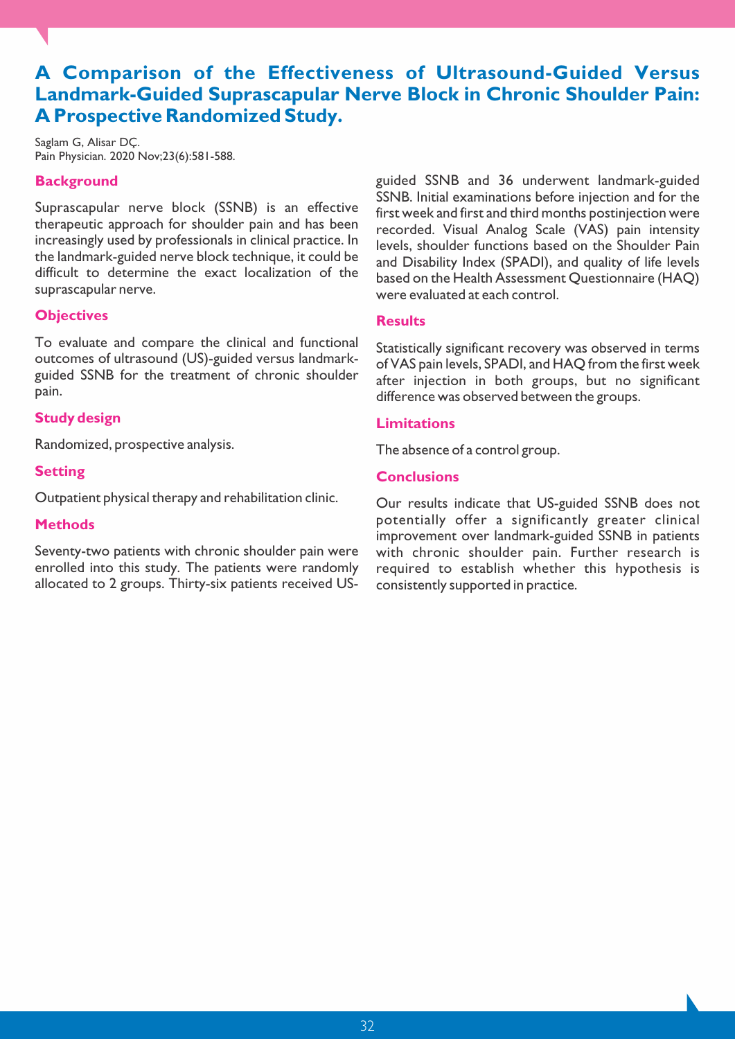# A Comparison of the Effectiveness of Ultrasound-Guided Versus Landmark-Guided Suprascapular Nerve Block in Chronic Shoulder Pain: A Prospective Randomized Study.

Saglam G, Alisar DÇ.
Pain Physician. 2020 Nov;23(6):581-588.

## Background

Suprascapular nerve block (SSNB) is an effective therapeutic approach for shoulder pain and has been increasingly used by professionals in clinical practice. In the landmark-guided nerve block technique, it could be difficult to determine the exact localization of the suprascapular nerve.

## Objectives

To evaluate and compare the clinical and functional outcomes of ultrasound (US)-guided versus landmark-guided SSNB for the treatment of chronic shoulder pain.

## Study design

Randomized, prospective analysis.

## Setting

Outpatient physical therapy and rehabilitation clinic.

## Methods

Seventy-two patients with chronic shoulder pain were enrolled into this study. The patients were randomly allocated to 2 groups. Thirty-six patients received US-guided SSNB and 36 underwent landmark-guided SSNB. Initial examinations before injection and for the first week and first and third months postinjection were recorded. Visual Analog Scale (VAS) pain intensity levels, shoulder functions based on the Shoulder Pain and Disability Index (SPADI), and quality of life levels based on the Health Assessment Questionnaire (HAQ) were evaluated at each control.

## Results

Statistically significant recovery was observed in terms of VAS pain levels, SPADI, and HAQ from the first week after injection in both groups, but no significant difference was observed between the groups.

## Limitations

The absence of a control group.

## Conclusions

Our results indicate that US-guided SSNB does not potentially offer a significantly greater clinical improvement over landmark-guided SSNB in patients with chronic shoulder pain. Further research is required to establish whether this hypothesis is consistently supported in practice.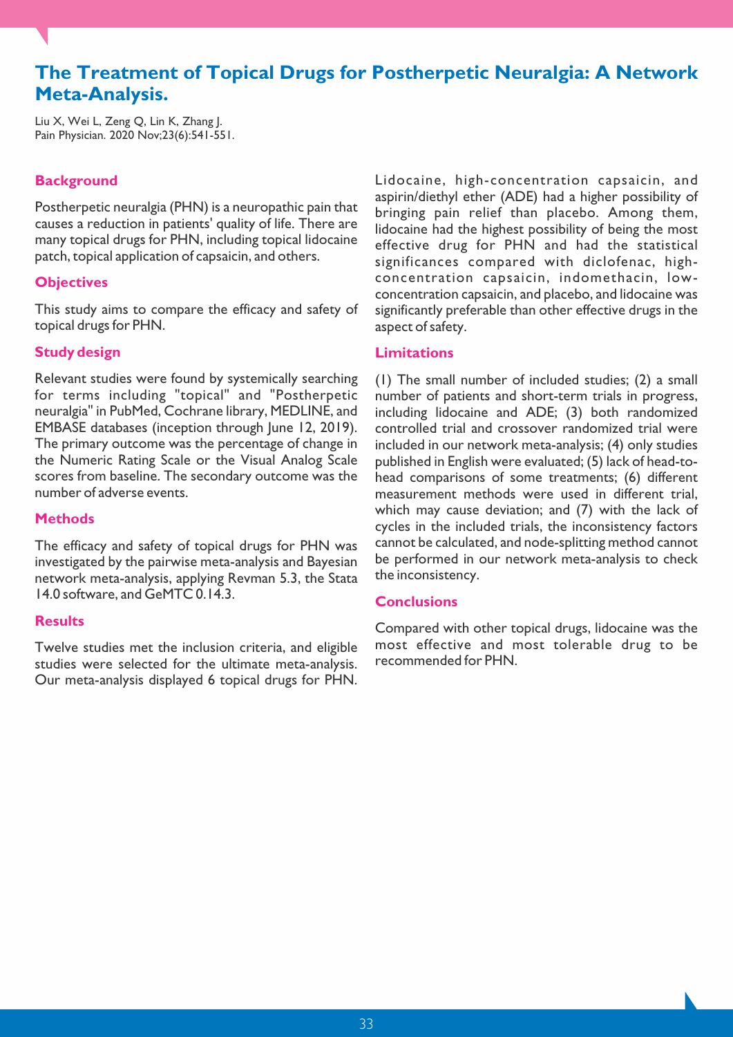# The Treatment of Topical Drugs for Postherpetic Neuralgia: A Network Meta-Analysis.

Liu X, Wei L, Zeng Q, Lin K, Zhang J.
Pain Physician. 2020 Nov;23(6):541-551.

## Background

Postherpetic neuralgia (PHN) is a neuropathic pain that causes a reduction in patients' quality of life. There are many topical drugs for PHN, including topical lidocaine patch, topical application of capsaicin, and others.

## Objectives

This study aims to compare the efficacy and safety of topical drugs for PHN.

## Study design

Relevant studies were found by systemically searching for terms including "topical" and "Postherpetic neuralgia" in PubMed, Cochrane library, MEDLINE, and EMBASE databases (inception through June 12, 2019). The primary outcome was the percentage of change in the Numeric Rating Scale or the Visual Analog Scale scores from baseline. The secondary outcome was the number of adverse events.

## Methods

The efficacy and safety of topical drugs for PHN was investigated by the pairwise meta-analysis and Bayesian network meta-analysis, applying Revman 5.3, the Stata 14.0 software, and GeMTC 0.14.3.

## Results

Twelve studies met the inclusion criteria, and eligible studies were selected for the ultimate meta-analysis. Our meta-analysis displayed 6 topical drugs for PHN. Lidocaine, high-concentration capsaicin, and aspirin/diethyl ether (ADE) had a higher possibility of bringing pain relief than placebo. Among them, lidocaine had the highest possibility of being the most effective drug for PHN and had the statistical significances compared with diclofenac, high-concentration capsaicin, indomethacin, low-concentration capsaicin, and placebo, and lidocaine was significantly preferable than other effective drugs in the aspect of safety.

## Limitations

(1) The small number of included studies; (2) a small number of patients and short-term trials in progress, including lidocaine and ADE; (3) both randomized controlled trial and crossover randomized trial were included in our network meta-analysis; (4) only studies published in English were evaluated; (5) lack of head-to-head comparisons of some treatments; (6) different measurement methods were used in different trial, which may cause deviation; and (7) with the lack of cycles in the included trials, the inconsistency factors cannot be calculated, and node-splitting method cannot be performed in our network meta-analysis to check the inconsistency.

## Conclusions

Compared with other topical drugs, lidocaine was the most effective and most tolerable drug to be recommended for PHN.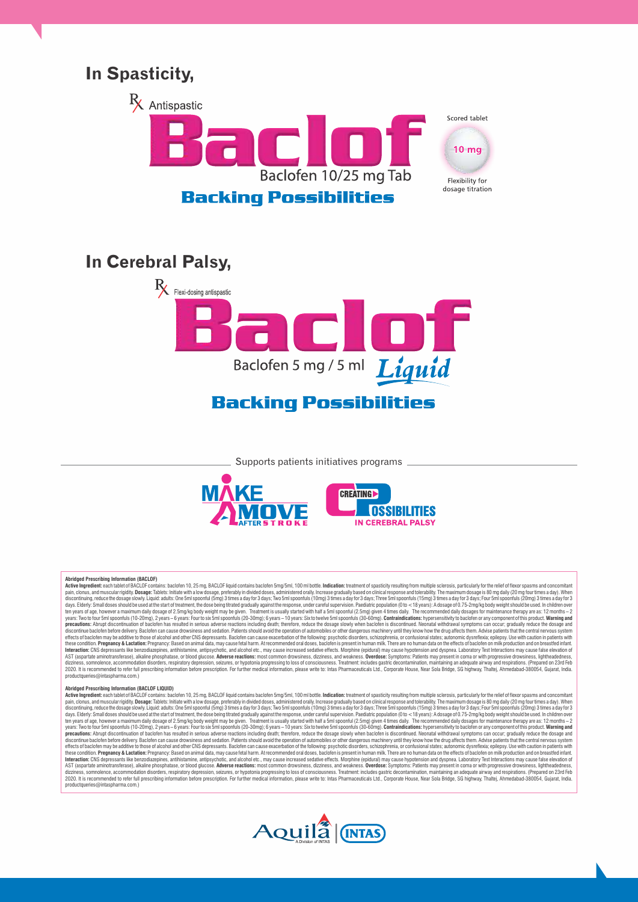## In Spasticity,

℞ Antispastic

# Baclof

Baclofen 10/25 mg Tab

Scored tablet

10 mg

Flexibility for dosage titration

**Backing Possibilities**

## In Cerebral Palsy,

℞ Flexi-dosing antispastic

# Baclof

Baclofen 5 mg / 5 ml *Liquid*

**Backing Possibilities**

Supports patients initiatives programs

MAKE A MOVE AFTER STROKE

CREATING POSSIBILITIES IN CEREBRAL PALSY

**Abridged Prescribing Information (BACLOF)**

**Active Ingredient:** each tablet of BACLOF contains: baclofen 10, 25 mg, BACLOF liquid contains baclofen 5mg/5ml, 100 ml bottle. **Indication:** treatment of spasticity resulting from multiple sclerosis, particularly for the relief of flexor spasms and concomitant pain, clonus, and muscular rigidity. **Dosage:** Tablets: Initiate with a low dosage, preferably in divided doses, administered orally. Increase gradually based on clinical response and tolerability. The maximum dosage is 80 mg daily (20 mg four times a day). When discontinuing, reduce the dosage slowly. Liquid: adults: One 5ml spoonful (5mg) 3 times a day for 3 days; Two 5ml spoonfuls (10mg) 3 times a day for 3 days; Three 5ml spoonfuls (15mg) 3 times a day for 3 days; Four 5ml spoonfuls (20mg) 3 times a day for 3 days. Elderly: Small doses should be used at the start of treatment, the dose being titrated gradually against the response, under careful supervision. Paediatric population (0 to <18 years): A dosage of 0.75-2mg/kg body weight should be used. In children over ten years of age, however a maximum daily dosage of 2.5mg/kg body weight may be given. Treatment is usually started with half a 5ml spoonful (2.5mg) given 4 times daily. The recommended daily dosages for maintenance therapy are as: 12 months – 2 years: Two to four 5ml spoonfuls (10-20mg), 2 years – 6 years: Four to six 5ml spoonfuls (20-30mg); 6 years – 10 years: Six to twelve 5ml spoonfuls (30-60mg). **Contraindications:** hypersensitivity to baclofen or any component of this product. **Warning and precautions:** Abrupt discontinuation of baclofen has resulted in serious adverse reactions including death; therefore, reduce the dosage slowly when baclofen is discontinued. Neonatal withdrawal symptoms can occur; gradually reduce the dosage and discontinue baclofen before delivery. Baclofen can cause drowsiness and sedation. Patients should avoid the operation of automobiles or other dangerous machinery until they know how the drug affects them. Advise patients that the central nervous system effects of baclofen may be additive to those of alcohol and other CNS depressants. Baclofen can cause exacerbation of the following: psychotic disorders, schizophrenia, or confusional states; autonomic dysreflexia; epilepsy. Use with caution in patients with these condition. **Pregnancy & Lactation:** Pregnancy: Based on animal data, may cause fetal harm. At recommended oral doses, baclofen is present in human milk. There are no human data on the effects of baclofen on milk production and on breastfed infant. **Interaction:** CNS depressants like benzodiazepines, antihistamine, antipsychotic, and alcohol etc., may cause increased sedative effects. Morphine (epidural) may cause hypotension and dyspnea. Laboratory Test Interactions may cause false elevation of AST (aspartate aminotransferase), alkaline phosphatase, or blood glucose. **Adverse reactions:** most common drowsiness, dizziness, and weakness. **Overdose:** Symptoms: Patients may present in coma or with progressive drowsiness, lightheadedness, dizziness, somnolence, accommodation disorders, respiratory depression, seizures, or hypotonia progressing to loss of consciousness. Treatment: includes gastric decontamination, maintaining an adequate airway and respirations. (Prepared on 23rd Feb 2020. It is recommended to refer full prescribing information before prescription. For further medical information, please write to: Intas Pharmaceuticals Ltd., Corporate House, Near Sola Bridge, SG highway, Thaltej, Ahmedabad-380054, Gujarat, India. productqueries@intaspharma.com.)

**Abridged Prescribing Information (BACLOF LIQUID)**

**Active Ingredient:** each tablet of BACLOF contains: baclofen 10, 25 mg, BACLOF liquid contains baclofen 5mg/5ml, 100 ml bottle. **Indication:** treatment of spasticity resulting from multiple sclerosis, particularly for the relief of flexor spasms and concomitant pain, clonus, and muscular rigidity. **Dosage:** Tablets: Initiate with a low dosage, preferably in divided doses, administered orally. Increase gradually based on clinical response and tolerability. The maximum dosage is 80 mg daily (20 mg four times a day). When discontinuing, reduce the dosage slowly. Liquid: adults: One 5ml spoonful (5mg) 3 times a day for 3 days; Two 5ml spoonfuls (10mg) 3 times a day for 3 days; Three 5ml spoonfuls (15mg) 3 times a day for 3 days; Four 5ml spoonfuls (20mg) 3 times a day for 3 days. Elderly: Small doses should be used at the start of treatment, the dose being titrated gradually against the response, under careful supervision. Paediatric population (0 to <18 years): A dosage of 0.75-2mg/kg body weight should be used. In children over ten years of age, however a maximum daily dosage of 2.5mg/kg body weight may be given. Treatment is usually started with half a 5ml spoonful (2.5mg) given 4 times daily. The recommended daily dosages for maintenance therapy are as: 12 months – 2 years: Two to four 5ml spoonfuls (10-20mg), 2 years – 6 years: Four to six 5ml spoonfuls (20-30mg); 6 years – 10 years: Six to twelve 5ml spoonfuls (30-60mg). **Contraindications:** hypersensitivity to baclofen or any component of this product. **Warning and precautions:** Abrupt discontinuation of baclofen has resulted in serious adverse reactions including death; therefore, reduce the dosage slowly when baclofen is discontinued. Neonatal withdrawal symptoms can occur; gradually reduce the dosage and discontinue baclofen before delivery. Baclofen can cause drowsiness and sedation. Patients should avoid the operation of automobiles or other dangerous machinery until they know how the drug affects them. Advise patients that the central nervous system effects of baclofen may be additive to those of alcohol and other CNS depressants. Baclofen can cause exacerbation of the following: psychotic disorders, schizophrenia, or confusional states; autonomic dysreflexia; epilepsy. Use with caution in patients with these condition. **Pregnancy & Lactation:** Pregnancy: Based on animal data, may cause fetal harm. At recommended oral doses, baclofen is present in human milk. There are no human data on the effects of baclofen on milk production and on breastfed infant. **Interaction:** CNS depressants like benzodiazepines, antihistamine, antipsychotic, and alcohol etc., may cause increased sedative effects. Morphine (epidural) may cause hypotension and dyspnea. Laboratory Test Interactions may cause false elevation of AST (aspartate aminotransferase), alkaline phosphatase, or blood glucose. **Adverse reactions:** most common drowsiness, dizziness, and weakness. **Overdose:** Symptoms: Patients may present in coma or with progressive drowsiness, lightheadedness, dizziness, somnolence, accommodation disorders, respiratory depression, seizures, or hypotonia progressing to loss of consciousness. Treatment: includes gastric decontamination, maintaining an adequate airway and respirations. (Prepared on 23rd Feb 2020. It is recommended to refer full prescribing information before prescription. For further medical information, please write to: Intas Pharmaceuticals Ltd., Corporate House, Near Sola Bridge, SG highway, Thaltej, Ahmedabad-380054, Gujarat, India. productqueries@intaspharma.com.)

Aquila A Division of INTAS | INTAS